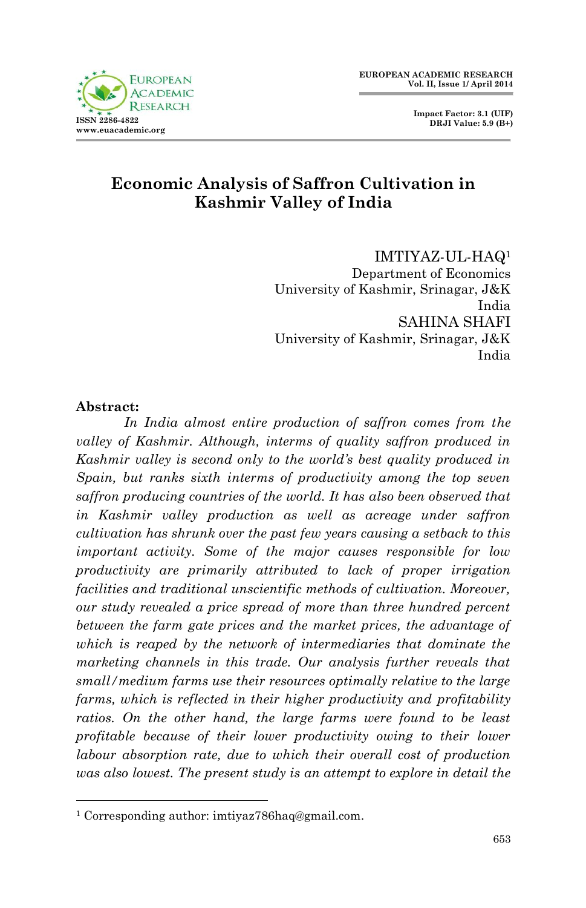# Economic Analysis of Saffron Cultivation in Kashmir Valley of India

IMTIYAZ-UL-HAQ[1]
Department of Economics
University of Kashmir, Srinagar, J&K
India

SAHINA SHAFI
University of Kashmir, Srinagar, J&K
India

**Abstract:**

*In India almost entire production of saffron comes from the valley of Kashmir. Although, interms of quality saffron produced in Kashmir valley is second only to the world's best quality produced in Spain, but ranks sixth interms of productivity among the top seven saffron producing countries of the world. It has also been observed that in Kashmir valley production as well as acreage under saffron cultivation has shrunk over the past few years causing a setback to this important activity. Some of the major causes responsible for low productivity are primarily attributed to lack of proper irrigation facilities and traditional unscientific methods of cultivation. Moreover, our study revealed a price spread of more than three hundred percent between the farm gate prices and the market prices, the advantage of which is reaped by the network of intermediaries that dominate the marketing channels in this trade. Our analysis further reveals that small/medium farms use their resources optimally relative to the large farms, which is reflected in their higher productivity and profitability ratios. On the other hand, the large farms were found to be least profitable because of their lower productivity owing to their lower labour absorption rate, due to which their overall cost of production was also lowest. The present study is an attempt to explore in detail the*

[1] Corresponding author: imtiyaz786haq@gmail.com.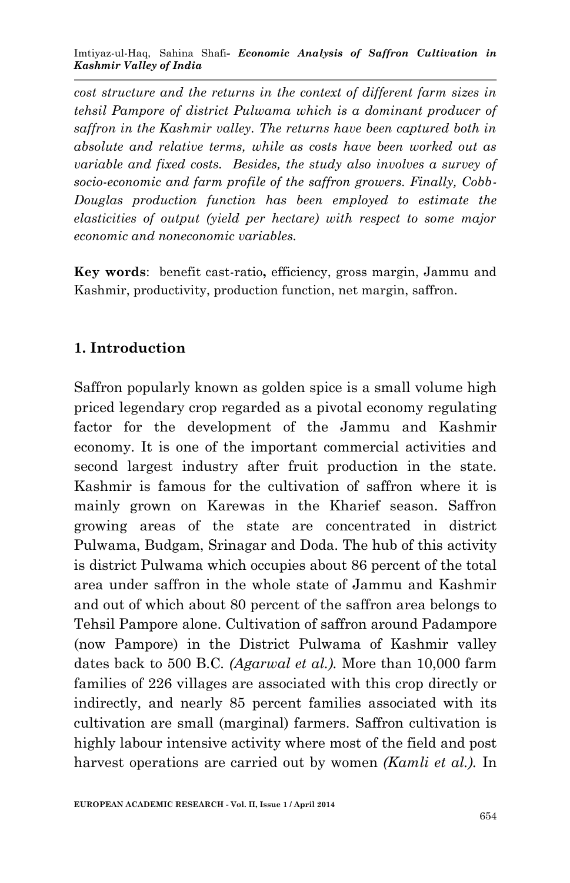*cost structure and the returns in the context of different farm sizes in tehsil Pampore of district Pulwama which is a dominant producer of saffron in the Kashmir valley. The returns have been captured both in absolute and relative terms, while as costs have been worked out as variable and fixed costs. Besides, the study also involves a survey of socio-economic and farm profile of the saffron growers. Finally, Cobb-Douglas production function has been employed to estimate the elasticities of output (yield per hectare) with respect to some major economic and noneconomic variables.*

**Key words**: benefit cast-ratio**,** efficiency, gross margin, Jammu and Kashmir, productivity, production function, net margin, saffron.

## 1. Introduction

Saffron popularly known as golden spice is a small volume high priced legendary crop regarded as a pivotal economy regulating factor for the development of the Jammu and Kashmir economy. It is one of the important commercial activities and second largest industry after fruit production in the state. Kashmir is famous for the cultivation of saffron where it is mainly grown on Karewas in the Kharief season. Saffron growing areas of the state are concentrated in district Pulwama, Budgam, Srinagar and Doda. The hub of this activity is district Pulwama which occupies about 86 percent of the total area under saffron in the whole state of Jammu and Kashmir and out of which about 80 percent of the saffron area belongs to Tehsil Pampore alone. Cultivation of saffron around Padampore (now Pampore) in the District Pulwama of Kashmir valley dates back to 500 B.C. *(Agarwal et al.).* More than 10,000 farm families of 226 villages are associated with this crop directly or indirectly, and nearly 85 percent families associated with its cultivation are small (marginal) farmers. Saffron cultivation is highly labour intensive activity where most of the field and post harvest operations are carried out by women *(Kamli et al.).* In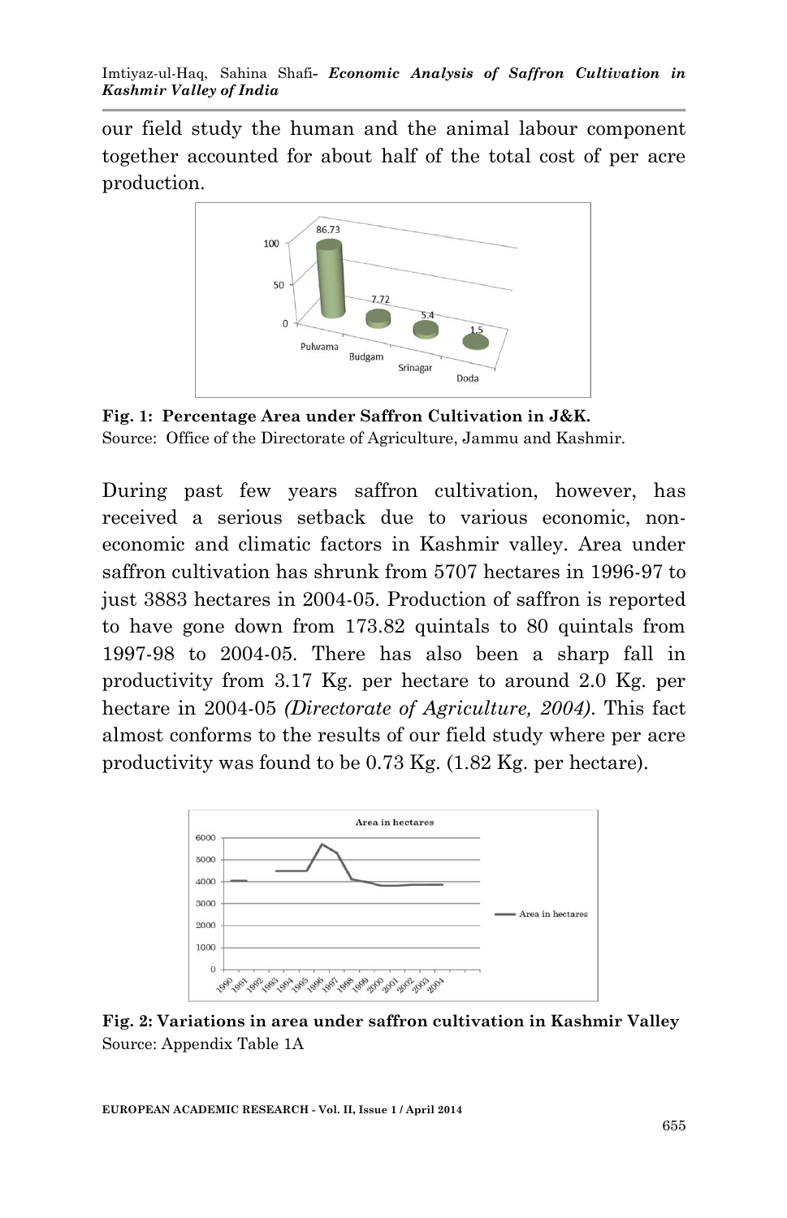our field study the human and the animal labour component together accounted for about half of the total cost of per acre production.

**Fig. 1: Percentage Area under Saffron Cultivation in J&K.**
Source: Office of the Directorate of Agriculture, Jammu and Kashmir.

During past few years saffron cultivation, however, has received a serious setback due to various economic, non-economic and climatic factors in Kashmir valley. Area under saffron cultivation has shrunk from 5707 hectares in 1996-97 to just 3883 hectares in 2004-05. Production of saffron is reported to have gone down from 173.82 quintals to 80 quintals from 1997-98 to 2004-05. There has also been a sharp fall in productivity from 3.17 Kg. per hectare to around 2.0 Kg. per hectare in 2004-05 *(Directorate of Agriculture, 2004)*. This fact almost conforms to the results of our field study where per acre productivity was found to be 0.73 Kg. (1.82 Kg. per hectare).

**Fig. 2: Variations in area under saffron cultivation in Kashmir Valley**
Source: Appendix Table 1A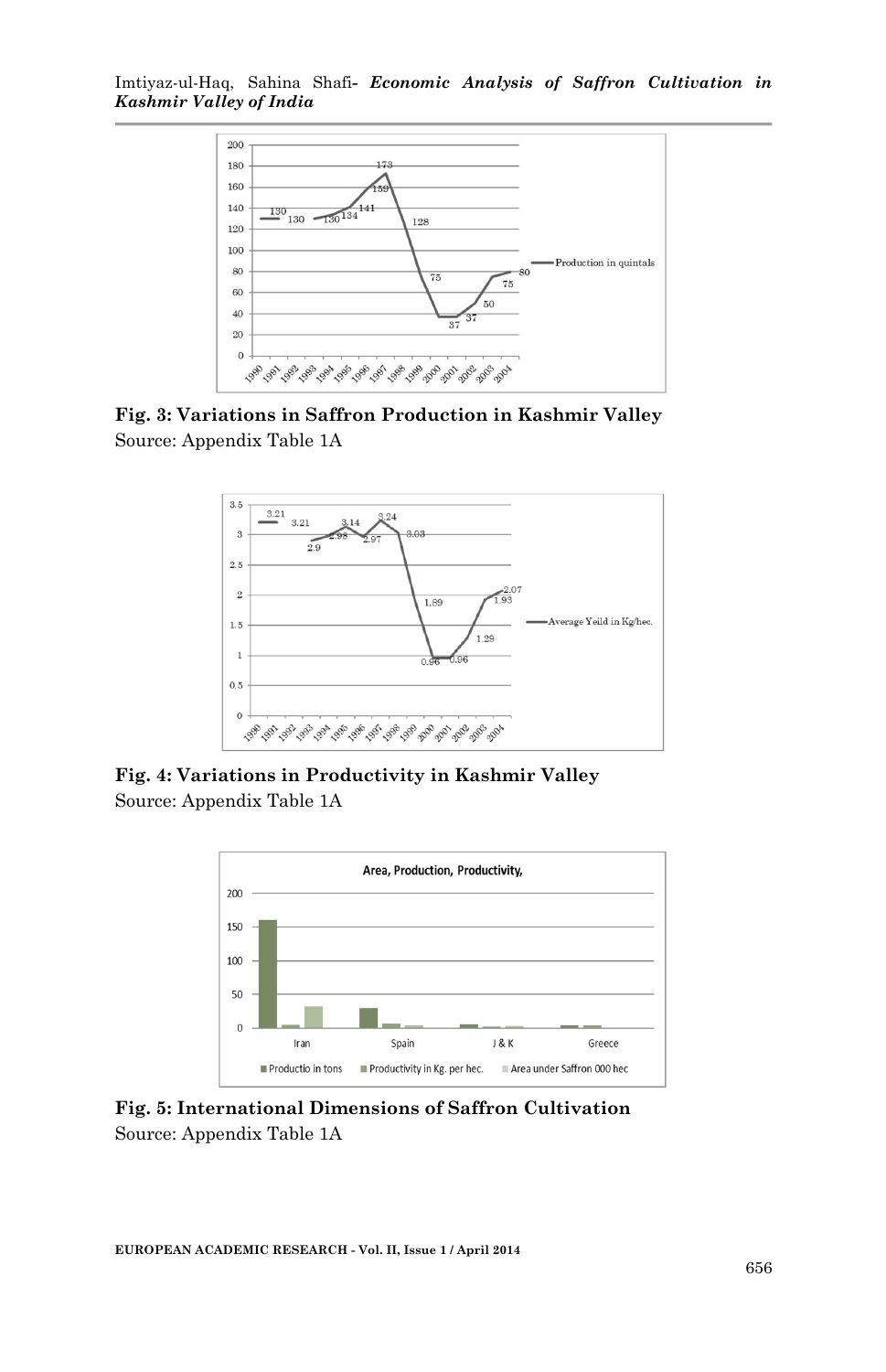**Fig. 3: Variations in Saffron Production in Kashmir Valley**
Source: Appendix Table 1A

**Fig. 4: Variations in Productivity in Kashmir Valley**
Source: Appendix Table 1A

**Fig. 5: International Dimensions of Saffron Cultivation**
Source: Appendix Table 1A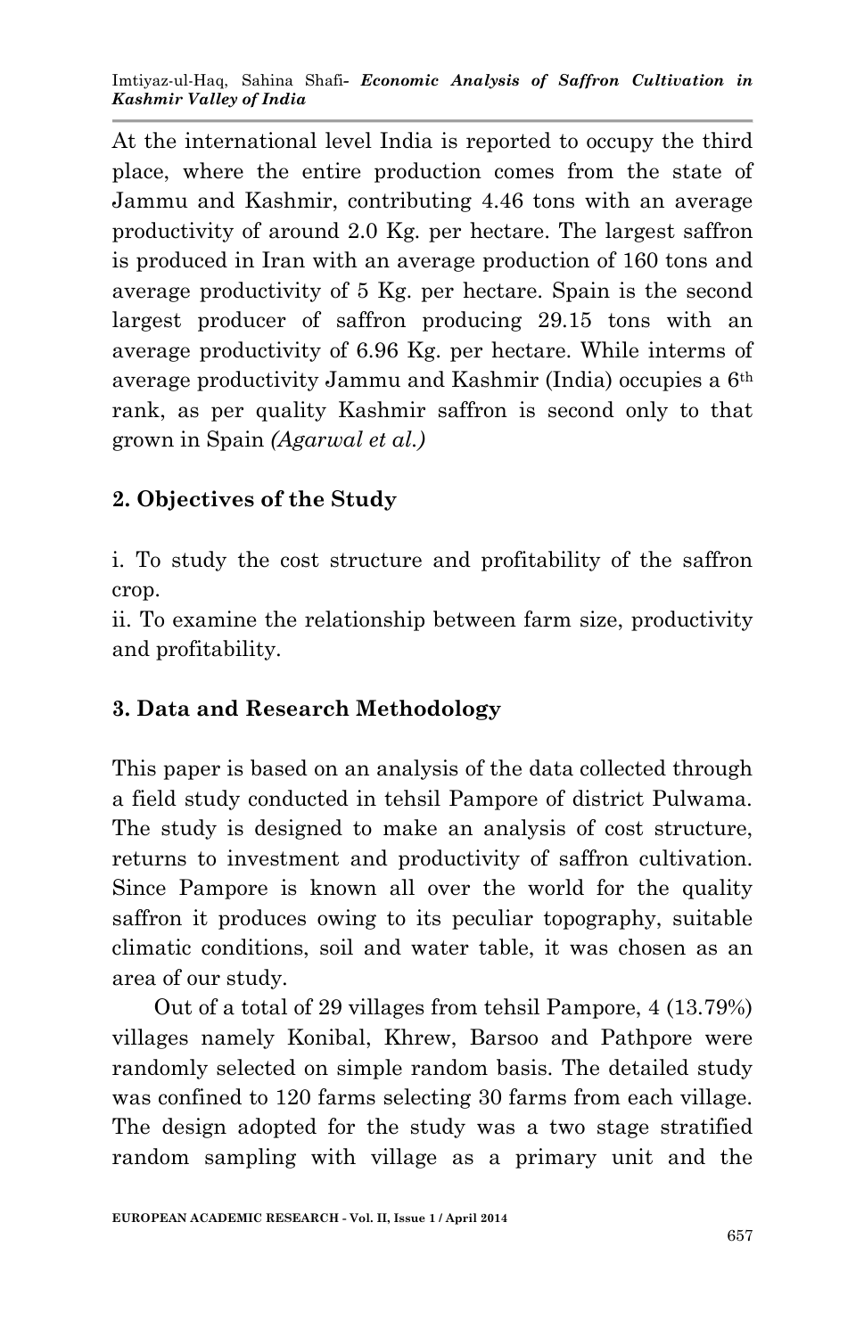At the international level India is reported to occupy the third place, where the entire production comes from the state of Jammu and Kashmir, contributing 4.46 tons with an average productivity of around 2.0 Kg. per hectare. The largest saffron is produced in Iran with an average production of 160 tons and average productivity of 5 Kg. per hectare. Spain is the second largest producer of saffron producing 29.15 tons with an average productivity of 6.96 Kg. per hectare. While interms of average productivity Jammu and Kashmir (India) occupies a 6$^{th}$ rank, as per quality Kashmir saffron is second only to that grown in Spain *(Agarwal et al.)*

## 2. Objectives of the Study

i. To study the cost structure and profitability of the saffron crop.
ii. To examine the relationship between farm size, productivity and profitability.

## 3. Data and Research Methodology

This paper is based on an analysis of the data collected through a field study conducted in tehsil Pampore of district Pulwama. The study is designed to make an analysis of cost structure, returns to investment and productivity of saffron cultivation. Since Pampore is known all over the world for the quality saffron it produces owing to its peculiar topography, suitable climatic conditions, soil and water table, it was chosen as an area of our study.

Out of a total of 29 villages from tehsil Pampore, 4 (13.79%) villages namely Konibal, Khrew, Barsoo and Pathpore were randomly selected on simple random basis. The detailed study was confined to 120 farms selecting 30 farms from each village. The design adopted for the study was a two stage stratified random sampling with village as a primary unit and the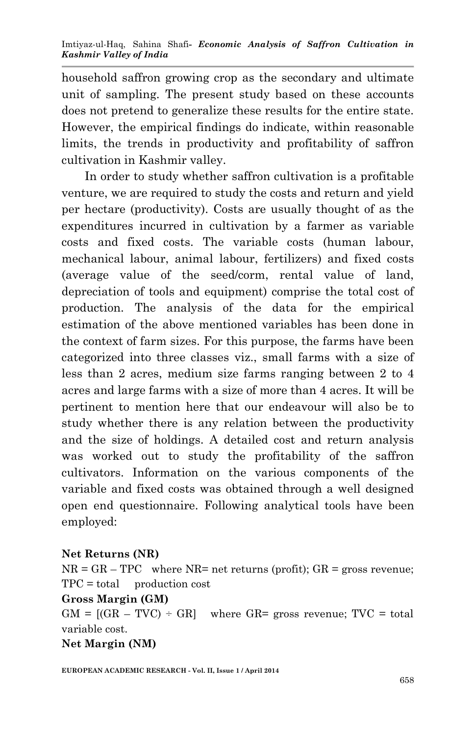household saffron growing crop as the secondary and ultimate unit of sampling. The present study based on these accounts does not pretend to generalize these results for the entire state. However, the empirical findings do indicate, within reasonable limits, the trends in productivity and profitability of saffron cultivation in Kashmir valley.

In order to study whether saffron cultivation is a profitable venture, we are required to study the costs and return and yield per hectare (productivity). Costs are usually thought of as the expenditures incurred in cultivation by a farmer as variable costs and fixed costs. The variable costs (human labour, mechanical labour, animal labour, fertilizers) and fixed costs (average value of the seed/corm, rental value of land, depreciation of tools and equipment) comprise the total cost of production. The analysis of the data for the empirical estimation of the above mentioned variables has been done in the context of farm sizes. For this purpose, the farms have been categorized into three classes viz., small farms with a size of less than 2 acres, medium size farms ranging between 2 to 4 acres and large farms with a size of more than 4 acres. It will be pertinent to mention here that our endeavour will also be to study whether there is any relation between the productivity and the size of holdings. A detailed cost and return analysis was worked out to study the profitability of the saffron cultivators. Information on the various components of the variable and fixed costs was obtained through a well designed open end questionnaire. Following analytical tools have been employed:

**Net Returns (NR)**

$NR = GR - TPC$ where NR= net returns (profit); GR = gross revenue; TPC = total production cost

**Gross Margin (GM)**

$GM = [(GR - TVC) \div GR]$ where GR= gross revenue; TVC = total variable cost.

**Net Margin (NM)**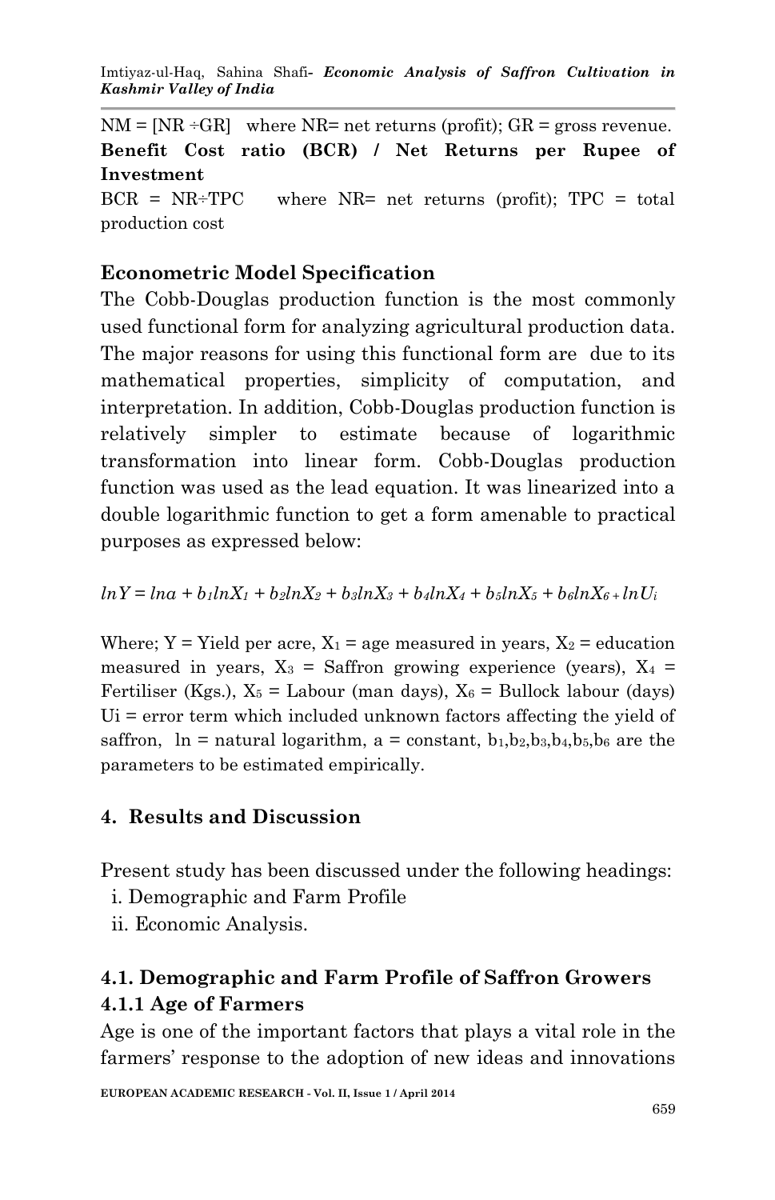NM = [NR ÷GR]   where NR= net returns (profit); GR = gross revenue.

**Benefit Cost ratio (BCR) / Net Returns per Rupee of Investment**

BCR = NR÷TPC   where NR= net returns (profit); TPC = total production cost

### Econometric Model Specification

The Cobb-Douglas production function is the most commonly used functional form for analyzing agricultural production data. The major reasons for using this functional form are due to its mathematical properties, simplicity of computation, and interpretation. In addition, Cobb-Douglas production function is relatively simpler to estimate because of logarithmic transformation into linear form. Cobb-Douglas production function was used as the lead equation. It was linearized into a double logarithmic function to get a form amenable to practical purposes as expressed below:

$$lnY = lna + b_1lnX_1 + b_2lnX_2 + b_3lnX_3 + b_4lnX_4 + b_5lnX_5 + b_6lnX_6 + lnU_i$$

Where; Y = Yield per acre, $X_1$ = age measured in years, $X_2$ = education measured in years, $X_3$ = Saffron growing experience (years), $X_4$ = Fertiliser (Kgs.), $X_5$ = Labour (man days), $X_6$ = Bullock labour (days) Ui = error term which included unknown factors affecting the yield of saffron, ln = natural logarithm, a = constant, $b_1$,$b_2$,$b_3$,$b_4$,$b_5$,$b_6$ are the parameters to be estimated empirically.

## 4. Results and Discussion

Present study has been discussed under the following headings:

i. Demographic and Farm Profile
ii. Economic Analysis.

### 4.1. Demographic and Farm Profile of Saffron Growers

#### 4.1.1 Age of Farmers

Age is one of the important factors that plays a vital role in the farmers' response to the adoption of new ideas and innovations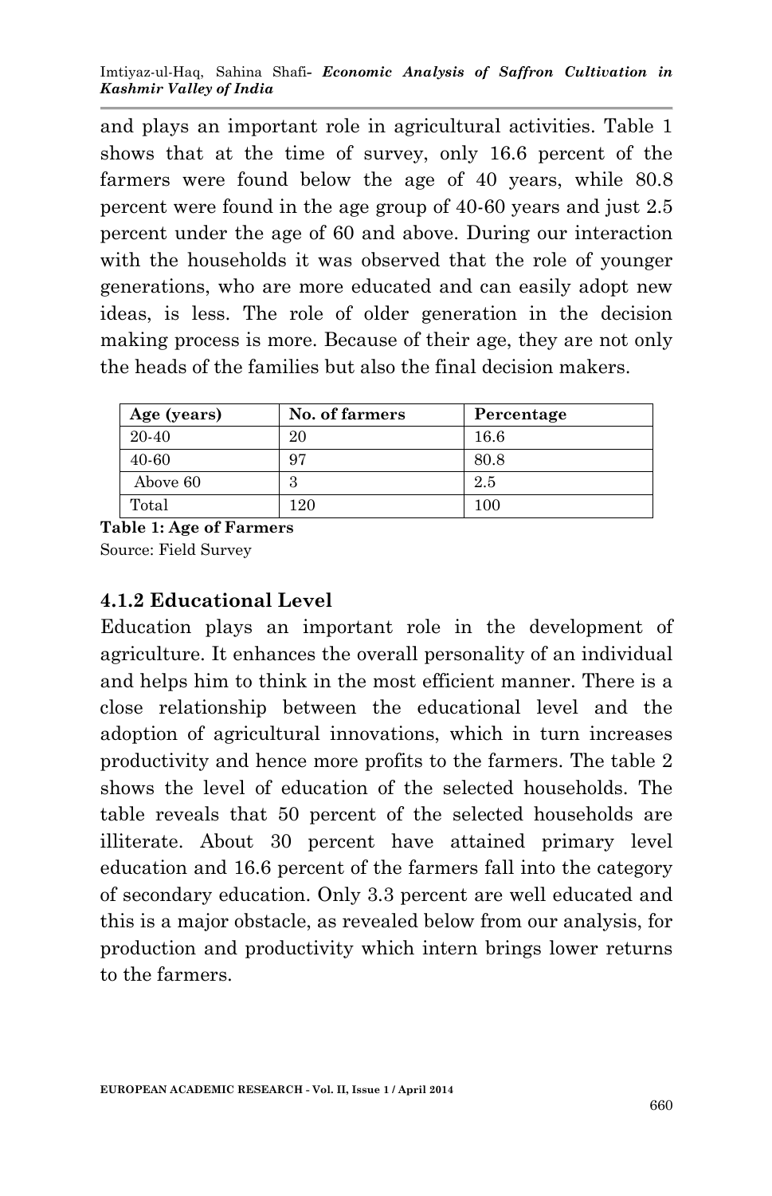and plays an important role in agricultural activities. Table 1 shows that at the time of survey, only 16.6 percent of the farmers were found below the age of 40 years, while 80.8 percent were found in the age group of 40-60 years and just 2.5 percent under the age of 60 and above. During our interaction with the households it was observed that the role of younger generations, who are more educated and can easily adopt new ideas, is less. The role of older generation in the decision making process is more. Because of their age, they are not only the heads of the families but also the final decision makers.

| Age (years) | No. of farmers | Percentage |
|---|---|---|
| 20-40 | 20 | 16.6 |
| 40-60 | 97 | 80.8 |
| Above 60 | 3 | 2.5 |
| Total | 120 | 100 |

**Table 1: Age of Farmers**
Source: Field Survey

### 4.1.2 Educational Level

Education plays an important role in the development of agriculture. It enhances the overall personality of an individual and helps him to think in the most efficient manner. There is a close relationship between the educational level and the adoption of agricultural innovations, which in turn increases productivity and hence more profits to the farmers. The table 2 shows the level of education of the selected households. The table reveals that 50 percent of the selected households are illiterate. About 30 percent have attained primary level education and 16.6 percent of the farmers fall into the category of secondary education. Only 3.3 percent are well educated and this is a major obstacle, as revealed below from our analysis, for production and productivity which intern brings lower returns to the farmers.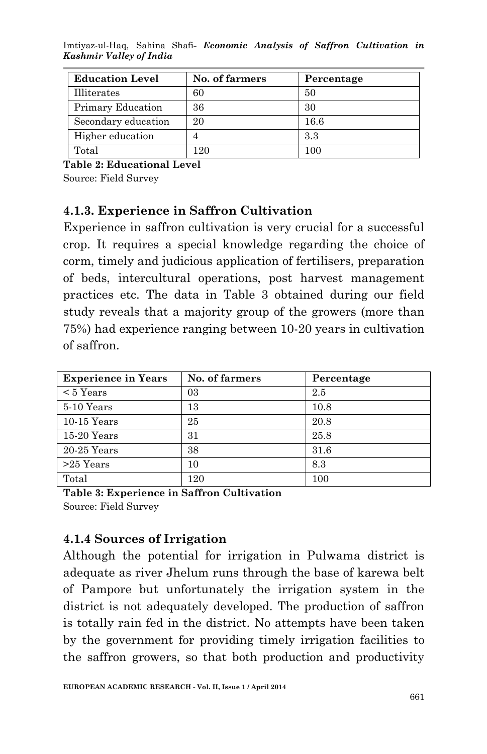| Education Level | No. of farmers | Percentage |
|---|---|---|
| Illiterates | 60 | 50 |
| Primary Education | 36 | 30 |
| Secondary education | 20 | 16.6 |
| Higher education | 4 | 3.3 |
| Total | 120 | 100 |

**Table 2: Educational Level**
Source: Field Survey

### 4.1.3. Experience in Saffron Cultivation

Experience in saffron cultivation is very crucial for a successful crop. It requires a special knowledge regarding the choice of corm, timely and judicious application of fertilisers, preparation of beds, intercultural operations, post harvest management practices etc. The data in Table 3 obtained during our field study reveals that a majority group of the growers (more than 75%) had experience ranging between 10-20 years in cultivation of saffron.

| Experience in Years | No. of farmers | Percentage |
|---|---|---|
| < 5 Years | 03 | 2.5 |
| 5-10 Years | 13 | 10.8 |
| 10-15 Years | 25 | 20.8 |
| 15-20 Years | 31 | 25.8 |
| 20-25 Years | 38 | 31.6 |
| >25 Years | 10 | 8.3 |
| Total | 120 | 100 |

**Table 3: Experience in Saffron Cultivation**
Source: Field Survey

### 4.1.4 Sources of Irrigation

Although the potential for irrigation in Pulwama district is adequate as river Jhelum runs through the base of karewa belt of Pampore but unfortunately the irrigation system in the district is not adequately developed. The production of saffron is totally rain fed in the district. No attempts have been taken by the government for providing timely irrigation facilities to the saffron growers, so that both production and productivity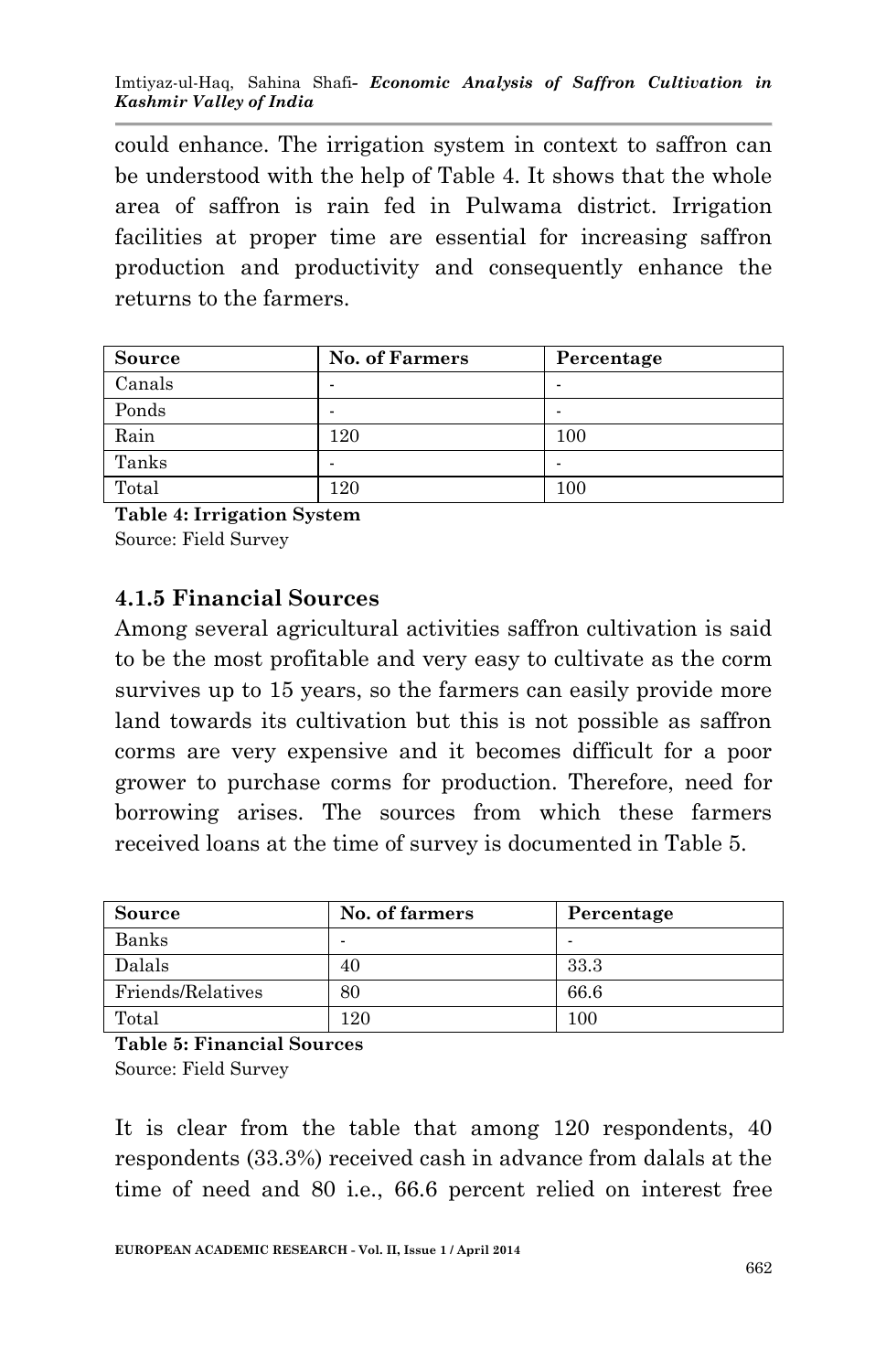could enhance. The irrigation system in context to saffron can be understood with the help of Table 4. It shows that the whole area of saffron is rain fed in Pulwama district. Irrigation facilities at proper time are essential for increasing saffron production and productivity and consequently enhance the returns to the farmers.

| Source | No. of Farmers | Percentage |
|---|---|---|
| Canals | - | - |
| Ponds | - | - |
| Rain | 120 | 100 |
| Tanks | - | - |
| Total | 120 | 100 |

**Table 4: Irrigation System**
Source: Field Survey

### 4.1.5 Financial Sources

Among several agricultural activities saffron cultivation is said to be the most profitable and very easy to cultivate as the corm survives up to 15 years, so the farmers can easily provide more land towards its cultivation but this is not possible as saffron corms are very expensive and it becomes difficult for a poor grower to purchase corms for production. Therefore, need for borrowing arises. The sources from which these farmers received loans at the time of survey is documented in Table 5.

| Source | No. of farmers | Percentage |
|---|---|---|
| Banks | - | - |
| Dalals | 40 | 33.3 |
| Friends/Relatives | 80 | 66.6 |
| Total | 120 | 100 |

**Table 5: Financial Sources**
Source: Field Survey

It is clear from the table that among 120 respondents, 40 respondents (33.3%) received cash in advance from dalals at the time of need and 80 i.e., 66.6 percent relied on interest free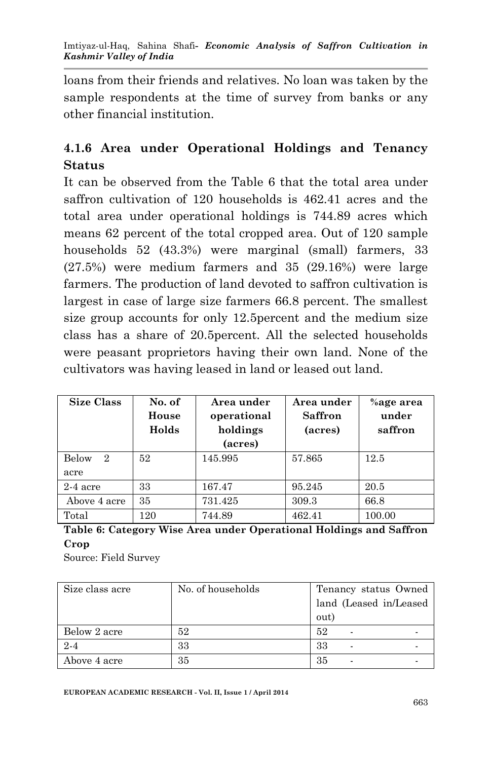loans from their friends and relatives. No loan was taken by the sample respondents at the time of survey from banks or any other financial institution.

### 4.1.6 Area under Operational Holdings and Tenancy Status

It can be observed from the Table 6 that the total area under saffron cultivation of 120 households is 462.41 acres and the total area under operational holdings is 744.89 acres which means 62 percent of the total cropped area. Out of 120 sample households 52 (43.3%) were marginal (small) farmers, 33 (27.5%) were medium farmers and 35 (29.16%) were large farmers. The production of land devoted to saffron cultivation is largest in case of large size farmers 66.8 percent. The smallest size group accounts for only 12.5percent and the medium size class has a share of 20.5percent. All the selected households were peasant proprietors having their own land. None of the cultivators was having leased in land or leased out land.

| Size Class | No. of House Holds | Area under operational holdings (acres) | Area under Saffron (acres) | %age area under saffron |
|---|---|---|---|---|
| Below 2 acre | 52 | 145.995 | 57.865 | 12.5 |
| 2-4 acre | 33 | 167.47 | 95.245 | 20.5 |
| Above 4 acre | 35 | 731.425 | 309.3 | 66.8 |
| Total | 120 | 744.89 | 462.41 | 100.00 |

**Table 6: Category Wise Area under Operational Holdings and Saffron Crop**

Source: Field Survey

| Size class acre | No. of households | Tenancy status Owned land (Leased in/Leased out) |
|---|---|---|
| Below 2 acre | 52 | 52 - - |
| 2-4 | 33 | 33 - - |
| Above 4 acre | 35 | 35 - - |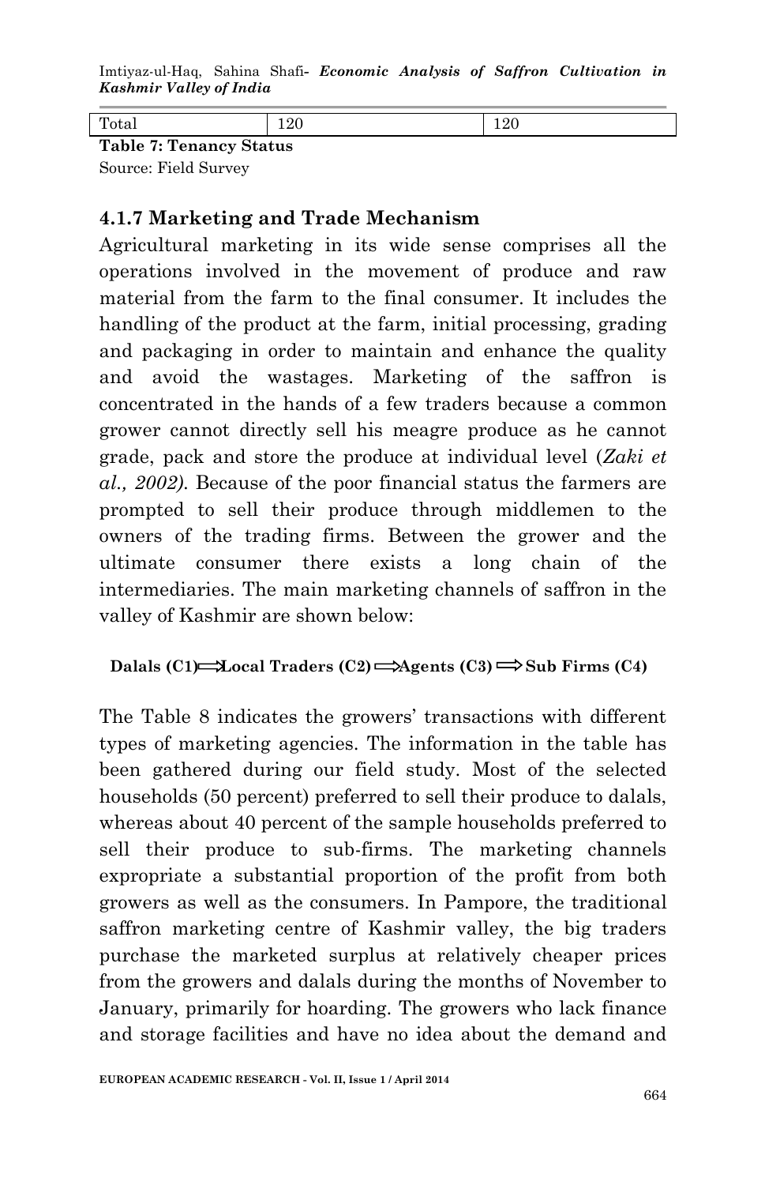| Total | 120 | 120 |
|---|---|---|

**Table 7: Tenancy Status**
Source: Field Survey

### 4.1.7 Marketing and Trade Mechanism

Agricultural marketing in its wide sense comprises all the operations involved in the movement of produce and raw material from the farm to the final consumer. It includes the handling of the product at the farm, initial processing, grading and packaging in order to maintain and enhance the quality and avoid the wastages. Marketing of the saffron is concentrated in the hands of a few traders because a common grower cannot directly sell his meagre produce as he cannot grade, pack and store the produce at individual level (*Zaki et al., 2002).* Because of the poor financial status the farmers are prompted to sell their produce through middlemen to the owners of the trading firms. Between the grower and the ultimate consumer there exists a long chain of the intermediaries. The main marketing channels of saffron in the valley of Kashmir are shown below:

**Dalals (C1) ⟹ Local Traders (C2) ⟹ Agents (C3) ⟹ Sub Firms (C4)**

The Table 8 indicates the growers' transactions with different types of marketing agencies. The information in the table has been gathered during our field study. Most of the selected households (50 percent) preferred to sell their produce to dalals, whereas about 40 percent of the sample households preferred to sell their produce to sub-firms. The marketing channels expropriate a substantial proportion of the profit from both growers as well as the consumers. In Pampore, the traditional saffron marketing centre of Kashmir valley, the big traders purchase the marketed surplus at relatively cheaper prices from the growers and dalals during the months of November to January, primarily for hoarding. The growers who lack finance and storage facilities and have no idea about the demand and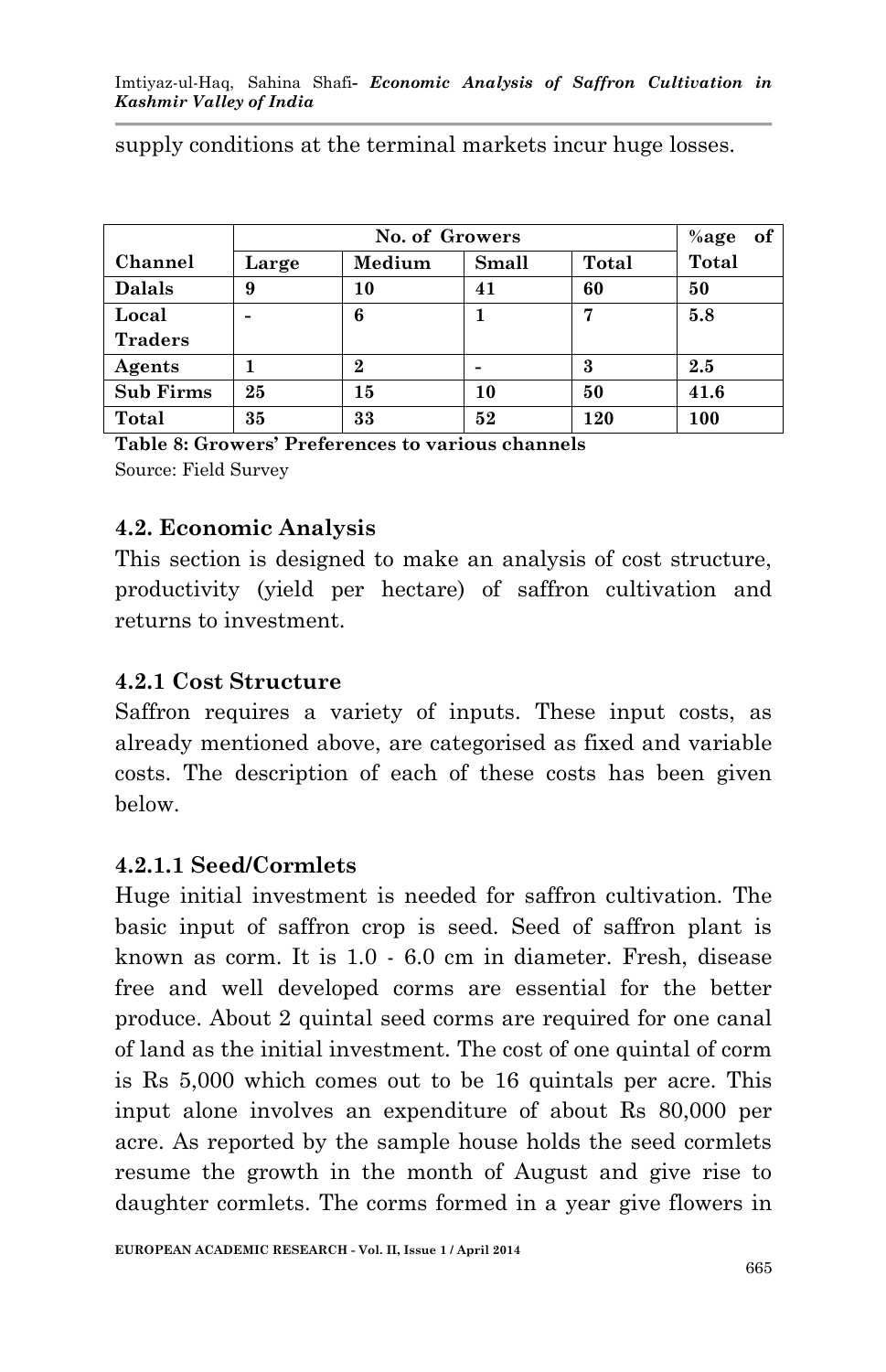supply conditions at the terminal markets incur huge losses.

| Channel | No. of Growers | | | | %age of Total |
|---|---|---|---|---|---|
| | Large | Medium | Small | Total | |
| **Dalals** | **9** | **10** | **41** | **60** | **50** |
| **Local Traders** | **-** | **6** | **1** | **7** | **5.8** |
| **Agents** | **1** | **2** | **-** | **3** | **2.5** |
| **Sub Firms** | **25** | **15** | **10** | **50** | **41.6** |
| **Total** | **35** | **33** | **52** | **120** | **100** |

**Table 8: Growers' Preferences to various channels**
Source: Field Survey

### 4.2. Economic Analysis

This section is designed to make an analysis of cost structure, productivity (yield per hectare) of saffron cultivation and returns to investment.

### 4.2.1 Cost Structure

Saffron requires a variety of inputs. These input costs, as already mentioned above, are categorised as fixed and variable costs. The description of each of these costs has been given below.

#### 4.2.1.1 Seed/Cormlets

Huge initial investment is needed for saffron cultivation. The basic input of saffron crop is seed. Seed of saffron plant is known as corm. It is 1.0 - 6.0 cm in diameter. Fresh, disease free and well developed corms are essential for the better produce. About 2 quintal seed corms are required for one canal of land as the initial investment. The cost of one quintal of corm is Rs 5,000 which comes out to be 16 quintals per acre. This input alone involves an expenditure of about Rs 80,000 per acre. As reported by the sample house holds the seed cormlets resume the growth in the month of August and give rise to daughter cormlets. The corms formed in a year give flowers in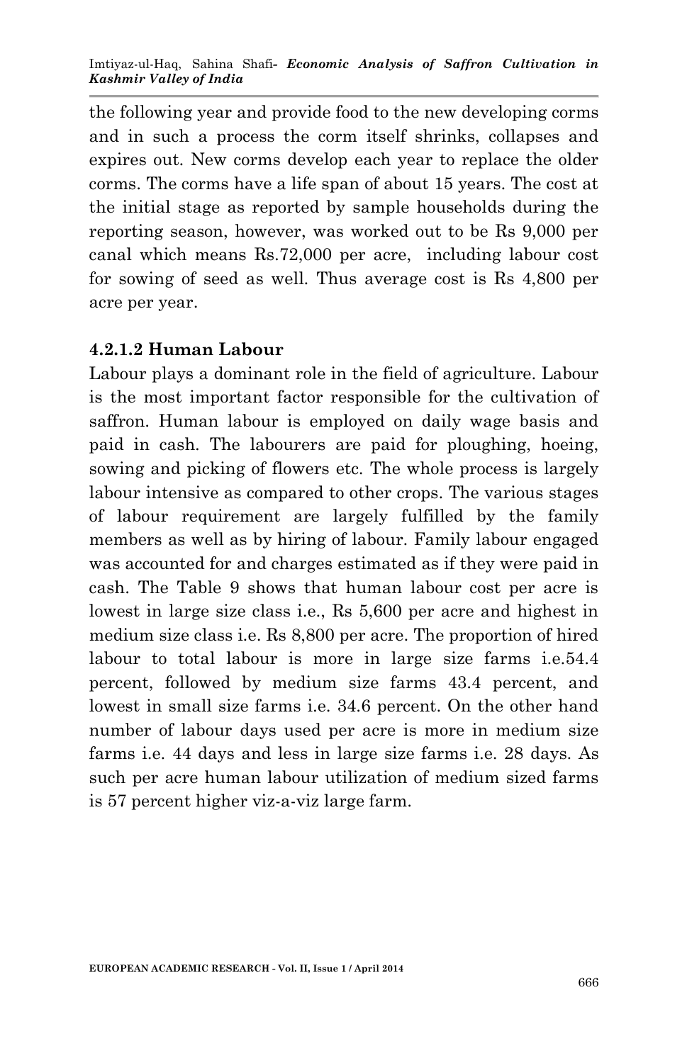the following year and provide food to the new developing corms and in such a process the corm itself shrinks, collapses and expires out. New corms develop each year to replace the older corms. The corms have a life span of about 15 years. The cost at the initial stage as reported by sample households during the reporting season, however, was worked out to be Rs 9,000 per canal which means Rs.72,000 per acre, including labour cost for sowing of seed as well. Thus average cost is Rs 4,800 per acre per year.

#### 4.2.1.2 Human Labour

Labour plays a dominant role in the field of agriculture. Labour is the most important factor responsible for the cultivation of saffron. Human labour is employed on daily wage basis and paid in cash. The labourers are paid for ploughing, hoeing, sowing and picking of flowers etc. The whole process is largely labour intensive as compared to other crops. The various stages of labour requirement are largely fulfilled by the family members as well as by hiring of labour. Family labour engaged was accounted for and charges estimated as if they were paid in cash. The Table 9 shows that human labour cost per acre is lowest in large size class i.e., Rs 5,600 per acre and highest in medium size class i.e. Rs 8,800 per acre. The proportion of hired labour to total labour is more in large size farms i.e.54.4 percent, followed by medium size farms 43.4 percent, and lowest in small size farms i.e. 34.6 percent. On the other hand number of labour days used per acre is more in medium size farms i.e. 44 days and less in large size farms i.e. 28 days. As such per acre human labour utilization of medium sized farms is 57 percent higher viz-a-viz large farm.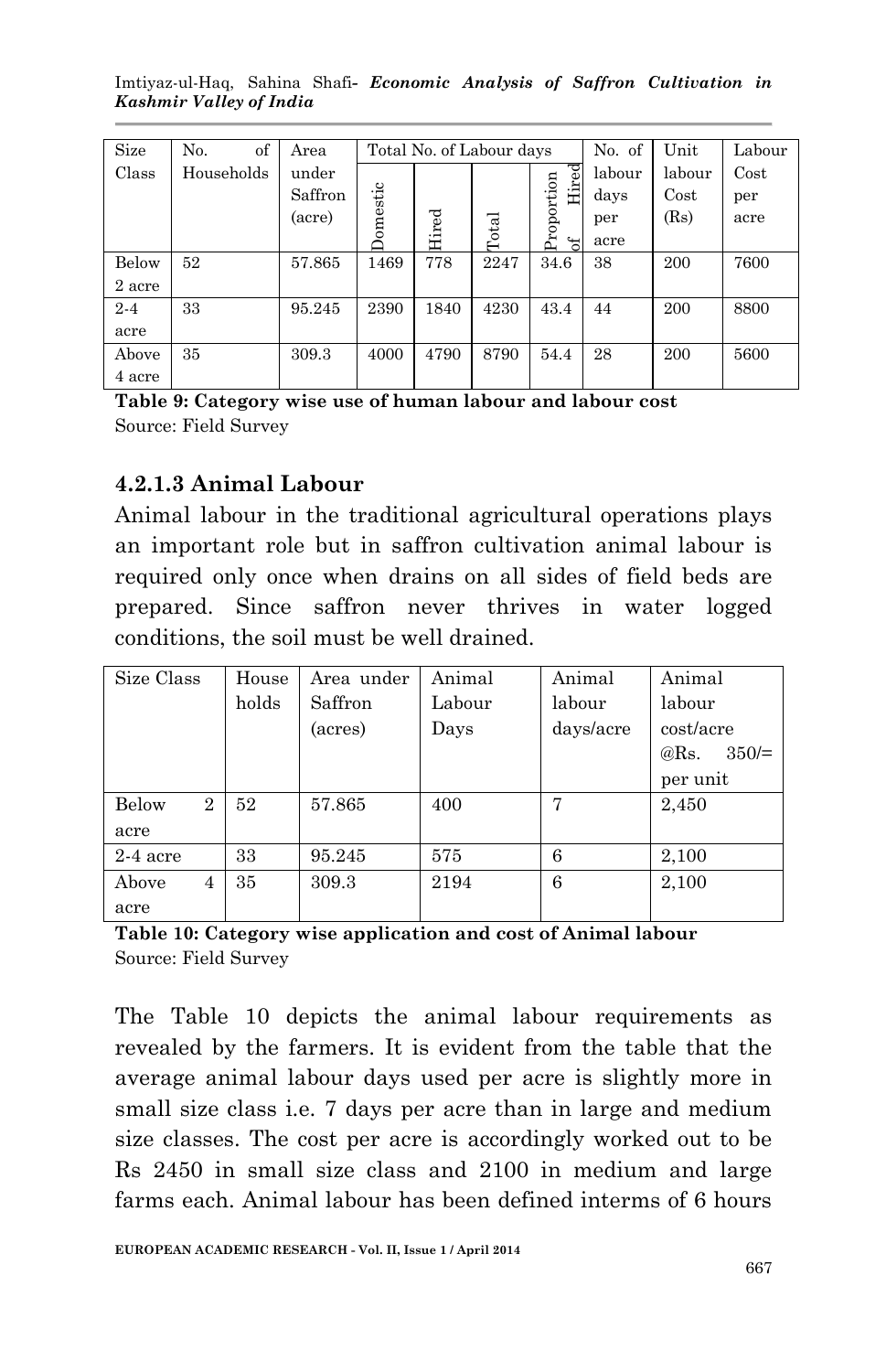| Size Class | No. of Households | Area under Saffron (acre) | Total No. of Labour days | | | | No. of labour days per acre | Unit labour Cost (Rs) | Labour Cost per acre |
|---|---|---|---|---|---|---|---|---|---|
| | | | Domestic | Hired | Total | Proportion of Hired | | | |
| Below 2 acre | 52 | 57.865 | 1469 | 778 | 2247 | 34.6 | 38 | 200 | 7600 |
| 2-4 acre | 33 | 95.245 | 2390 | 1840 | 4230 | 43.4 | 44 | 200 | 8800 |
| Above 4 acre | 35 | 309.3 | 4000 | 4790 | 8790 | 54.4 | 28 | 200 | 5600 |

**Table 9: Category wise use of human labour and labour cost**
Source: Field Survey

### 4.2.1.3 Animal Labour

Animal labour in the traditional agricultural operations plays an important role but in saffron cultivation animal labour is required only once when drains on all sides of field beds are prepared. Since saffron never thrives in water logged conditions, the soil must be well drained.

| Size Class | House holds | Area under Saffron (acres) | Animal Labour Days | Animal labour days/acre | Animal labour cost/acre @Rs. 350/= per unit |
|---|---|---|---|---|---|
| Below 2 acre | 52 | 57.865 | 400 | 7 | 2,450 |
| 2-4 acre | 33 | 95.245 | 575 | 6 | 2,100 |
| Above 4 acre | 35 | 309.3 | 2194 | 6 | 2,100 |

**Table 10: Category wise application and cost of Animal labour**
Source: Field Survey

The Table 10 depicts the animal labour requirements as revealed by the farmers. It is evident from the table that the average animal labour days used per acre is slightly more in small size class i.e. 7 days per acre than in large and medium size classes. The cost per acre is accordingly worked out to be Rs 2450 in small size class and 2100 in medium and large farms each. Animal labour has been defined interms of 6 hours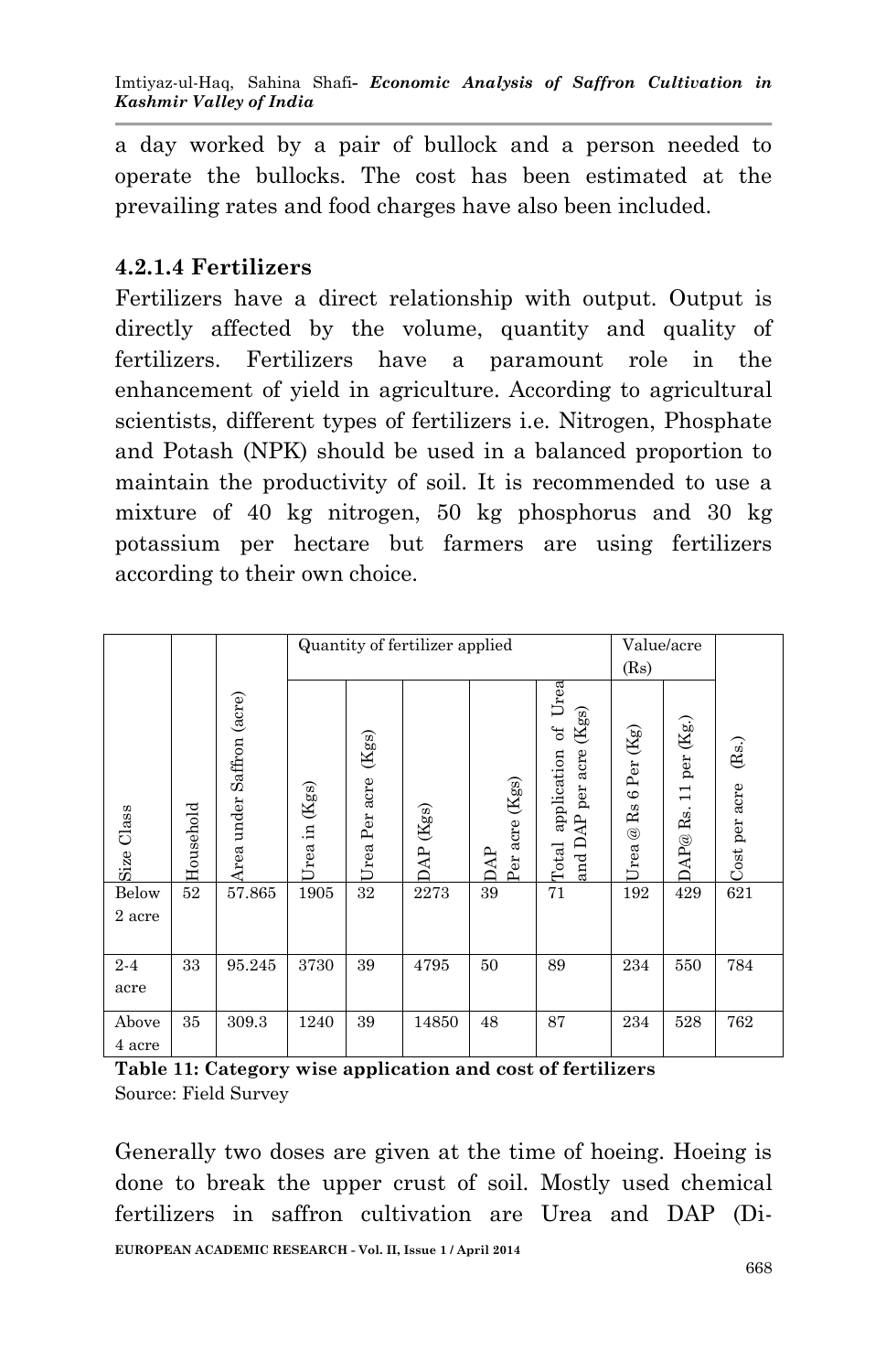a day worked by a pair of bullock and a person needed to operate the bullocks. The cost has been estimated at the prevailing rates and food charges have also been included.

#### 4.2.1.4 Fertilizers

Fertilizers have a direct relationship with output. Output is directly affected by the volume, quantity and quality of fertilizers. Fertilizers have a paramount role in the enhancement of yield in agriculture. According to agricultural scientists, different types of fertilizers i.e. Nitrogen, Phosphate and Potash (NPK) should be used in a balanced proportion to maintain the productivity of soil. It is recommended to use a mixture of 40 kg nitrogen, 50 kg phosphorus and 30 kg potassium per hectare but farmers are using fertilizers according to their own choice.

| Size Class | Household | Area under Saffron (acre) | Quantity of fertilizer applied | | | | | Value/acre (Rs) | | Cost per acre (Rs.) |
|---|---|---|---|---|---|---|---|---|---|---|
| | | | Urea in (Kgs) | Urea Per acre (Kgs) | DAP (Kgs) | DAP Per acre (Kgs) | Total application of Urea and DAP per acre (Kgs) | Urea @ Rs 6 Per (Kg) | DAP@ Rs. 11 per (Kg.) | |
| Below 2 acre | 52 | 57.865 | 1905 | 32 | 2273 | 39 | 71 | 192 | 429 | 621 |
| 2-4 acre | 33 | 95.245 | 3730 | 39 | 4795 | 50 | 89 | 234 | 550 | 784 |
| Above 4 acre | 35 | 309.3 | 1240 | 39 | 14850 | 48 | 87 | 234 | 528 | 762 |

**Table 11: Category wise application and cost of fertilizers**
Source: Field Survey

Generally two doses are given at the time of hoeing. Hoeing is done to break the upper crust of soil. Mostly used chemical fertilizers in saffron cultivation are Urea and DAP (Di-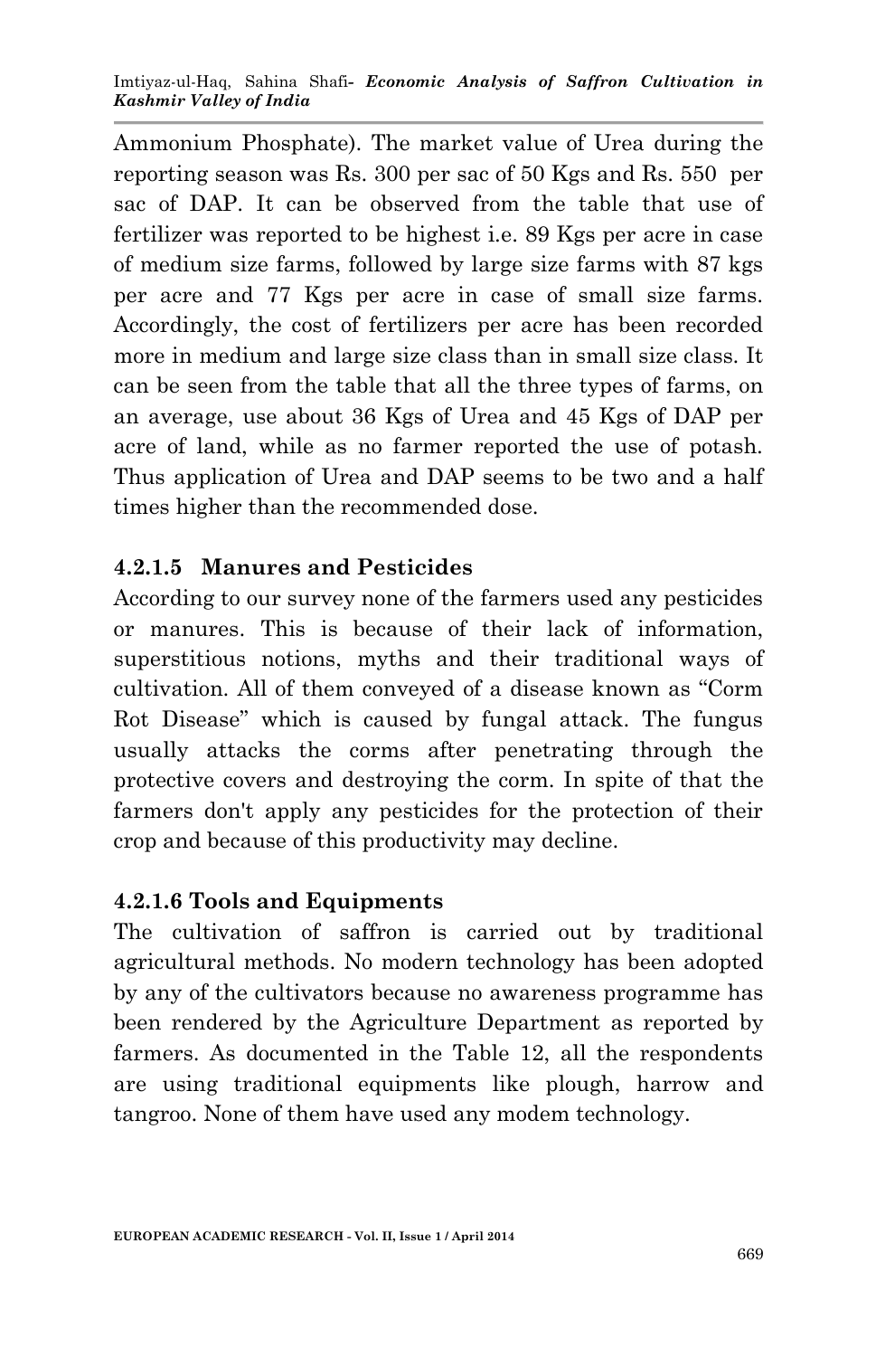Ammonium Phosphate). The market value of Urea during the reporting season was Rs. 300 per sac of 50 Kgs and Rs. 550 per sac of DAP. It can be observed from the table that use of fertilizer was reported to be highest i.e. 89 Kgs per acre in case of medium size farms, followed by large size farms with 87 kgs per acre and 77 Kgs per acre in case of small size farms. Accordingly, the cost of fertilizers per acre has been recorded more in medium and large size class than in small size class. It can be seen from the table that all the three types of farms, on an average, use about 36 Kgs of Urea and 45 Kgs of DAP per acre of land, while as no farmer reported the use of potash. Thus application of Urea and DAP seems to be two and a half times higher than the recommended dose.

#### 4.2.1.5 Manures and Pesticides

According to our survey none of the farmers used any pesticides or manures. This is because of their lack of information, superstitious notions, myths and their traditional ways of cultivation. All of them conveyed of a disease known as "Corm Rot Disease" which is caused by fungal attack. The fungus usually attacks the corms after penetrating through the protective covers and destroying the corm. In spite of that the farmers don't apply any pesticides for the protection of their crop and because of this productivity may decline.

#### 4.2.1.6 Tools and Equipments

The cultivation of saffron is carried out by traditional agricultural methods. No modern technology has been adopted by any of the cultivators because no awareness programme has been rendered by the Agriculture Department as reported by farmers. As documented in the Table 12, all the respondents are using traditional equipments like plough, harrow and tangroo. None of them have used any modem technology.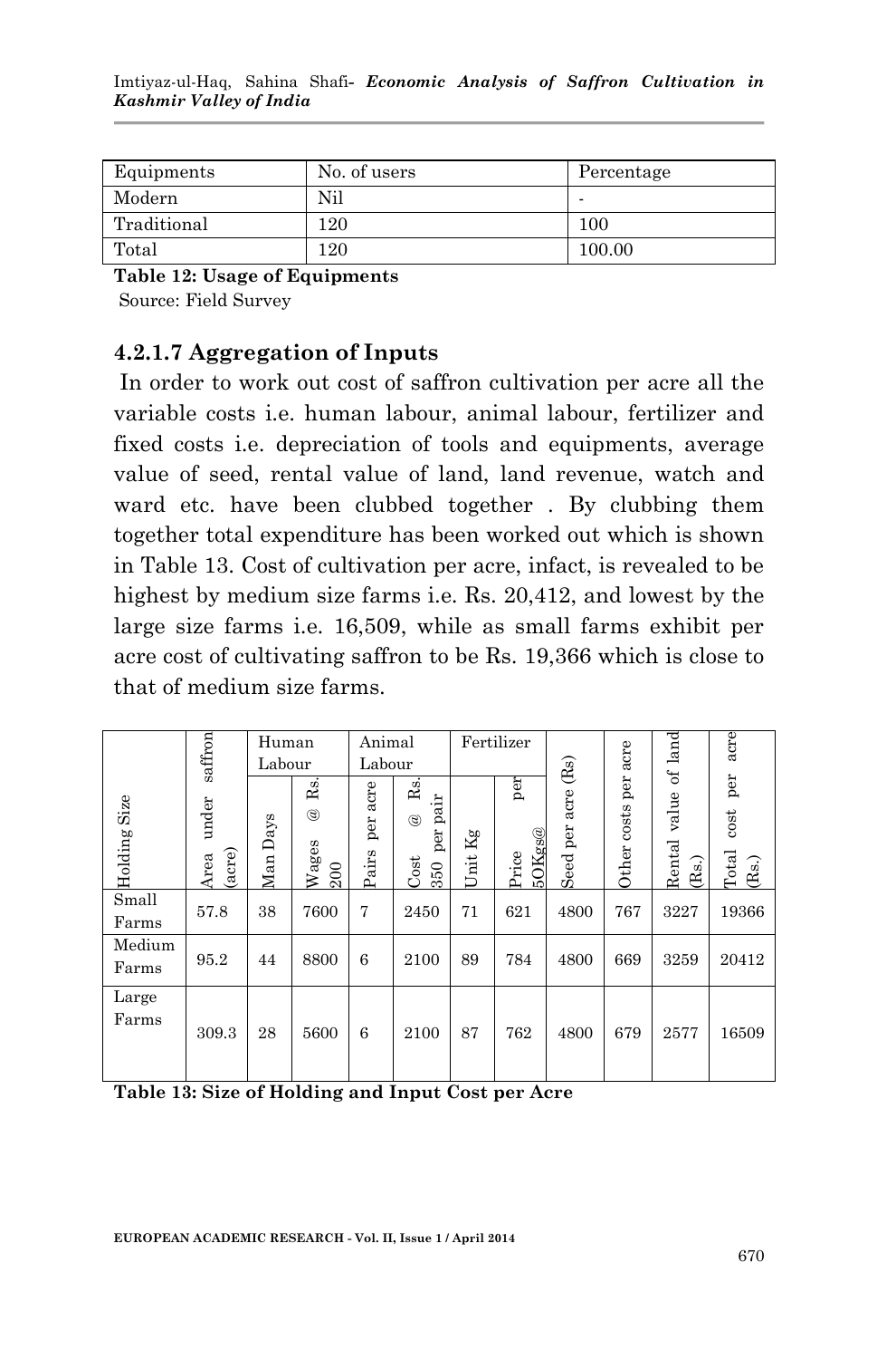| Equipments | No. of users | Percentage |
|---|---|---|
| Modern | Nil | - |
| Traditional | 120 | 100 |
| Total | 120 | 100.00 |

**Table 12: Usage of Equipments**
Source: Field Survey

### 4.2.1.7 Aggregation of Inputs

In order to work out cost of saffron cultivation per acre all the variable costs i.e. human labour, animal labour, fertilizer and fixed costs i.e. depreciation of tools and equipments, average value of seed, rental value of land, land revenue, watch and ward etc. have been clubbed together . By clubbing them together total expenditure has been worked out which is shown in Table 13. Cost of cultivation per acre, infact, is revealed to be highest by medium size farms i.e. Rs. 20,412, and lowest by the large size farms i.e. 16,509, while as small farms exhibit per acre cost of cultivating saffron to be Rs. 19,366 which is close to that of medium size farms.

| Holding Size | Area under saffron (acre) | Human Labour | | Animal Labour | | Fertilizer | | Seed per acre (Rs) | Other costs per acre | Rental value of land (Rs.) | Total cost per acre (Rs.) |
|---|---|---|---|---|---|---|---|---|---|---|---|
| | | Man Days | Wages @ Rs. 200 | Pairs per acre | Cost @ Rs. 350 per pair | Unit Kg | Price per 5OKgs@ | | | | |
| Small Farms | 57.8 | 38 | 7600 | 7 | 2450 | 71 | 621 | 4800 | 767 | 3227 | 19366 |
| Medium Farms | 95.2 | 44 | 8800 | 6 | 2100 | 89 | 784 | 4800 | 669 | 3259 | 20412 |
| Large Farms | 309.3 | 28 | 5600 | 6 | 2100 | 87 | 762 | 4800 | 679 | 2577 | 16509 |

**Table 13: Size of Holding and Input Cost per Acre**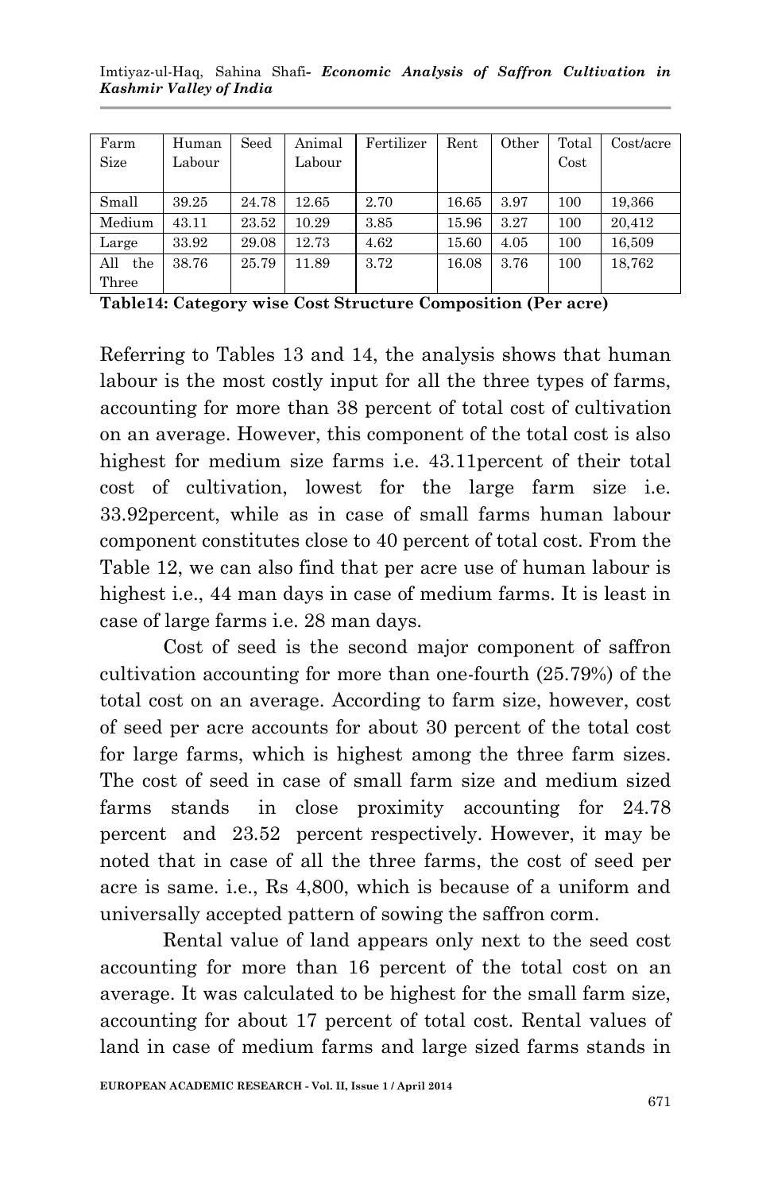| Farm Size | Human Labour | Seed | Animal Labour | Fertilizer | Rent | Other | Total Cost | Cost/acre |
|---|---|---|---|---|---|---|---|---|
| Small | 39.25 | 24.78 | 12.65 | 2.70 | 16.65 | 3.97 | 100 | 19,366 |
| Medium | 43.11 | 23.52 | 10.29 | 3.85 | 15.96 | 3.27 | 100 | 20,412 |
| Large | 33.92 | 29.08 | 12.73 | 4.62 | 15.60 | 4.05 | 100 | 16,509 |
| All the Three | 38.76 | 25.79 | 11.89 | 3.72 | 16.08 | 3.76 | 100 | 18,762 |

**Table14: Category wise Cost Structure Composition (Per acre)**

Referring to Tables 13 and 14, the analysis shows that human labour is the most costly input for all the three types of farms, accounting for more than 38 percent of total cost of cultivation on an average. However, this component of the total cost is also highest for medium size farms i.e. 43.11percent of their total cost of cultivation, lowest for the large farm size i.e. 33.92percent, while as in case of small farms human labour component constitutes close to 40 percent of total cost. From the Table 12, we can also find that per acre use of human labour is highest i.e., 44 man days in case of medium farms. It is least in case of large farms i.e. 28 man days.

Cost of seed is the second major component of saffron cultivation accounting for more than one-fourth (25.79%) of the total cost on an average. According to farm size, however, cost of seed per acre accounts for about 30 percent of the total cost for large farms, which is highest among the three farm sizes. The cost of seed in case of small farm size and medium sized farms stands in close proximity accounting for 24.78 percent and 23.52 percent respectively. However, it may be noted that in case of all the three farms, the cost of seed per acre is same. i.e., Rs 4,800, which is because of a uniform and universally accepted pattern of sowing the saffron corm.

Rental value of land appears only next to the seed cost accounting for more than 16 percent of the total cost on an average. It was calculated to be highest for the small farm size, accounting for about 17 percent of total cost. Rental values of land in case of medium farms and large sized farms stands in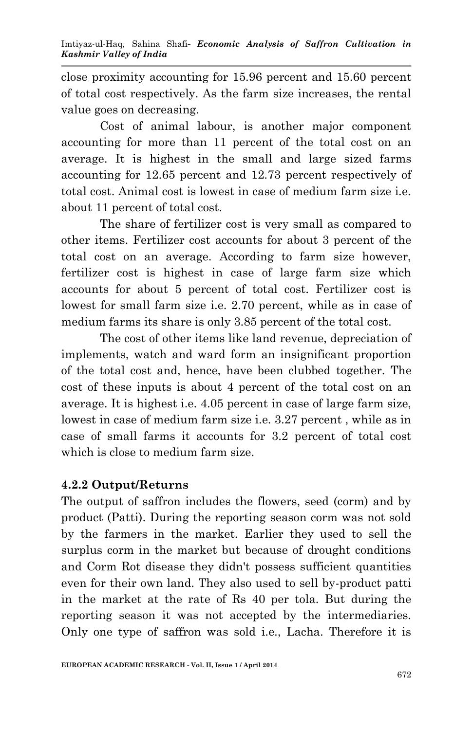close proximity accounting for 15.96 percent and 15.60 percent of total cost respectively. As the farm size increases, the rental value goes on decreasing.

Cost of animal labour, is another major component accounting for more than 11 percent of the total cost on an average. It is highest in the small and large sized farms accounting for 12.65 percent and 12.73 percent respectively of total cost. Animal cost is lowest in case of medium farm size i.e. about 11 percent of total cost.

The share of fertilizer cost is very small as compared to other items. Fertilizer cost accounts for about 3 percent of the total cost on an average. According to farm size however, fertilizer cost is highest in case of large farm size which accounts for about 5 percent of total cost. Fertilizer cost is lowest for small farm size i.e. 2.70 percent, while as in case of medium farms its share is only 3.85 percent of the total cost.

The cost of other items like land revenue, depreciation of implements, watch and ward form an insignificant proportion of the total cost and, hence, have been clubbed together. The cost of these inputs is about 4 percent of the total cost on an average. It is highest i.e. 4.05 percent in case of large farm size, lowest in case of medium farm size i.e. 3.27 percent , while as in case of small farms it accounts for 3.2 percent of total cost which is close to medium farm size.

### 4.2.2 Output/Returns

The output of saffron includes the flowers, seed (corm) and by product (Patti). During the reporting season corm was not sold by the farmers in the market. Earlier they used to sell the surplus corm in the market but because of drought conditions and Corm Rot disease they didn't possess sufficient quantities even for their own land. They also used to sell by-product patti in the market at the rate of Rs 40 per tola. But during the reporting season it was not accepted by the intermediaries. Only one type of saffron was sold i.e., Lacha. Therefore it is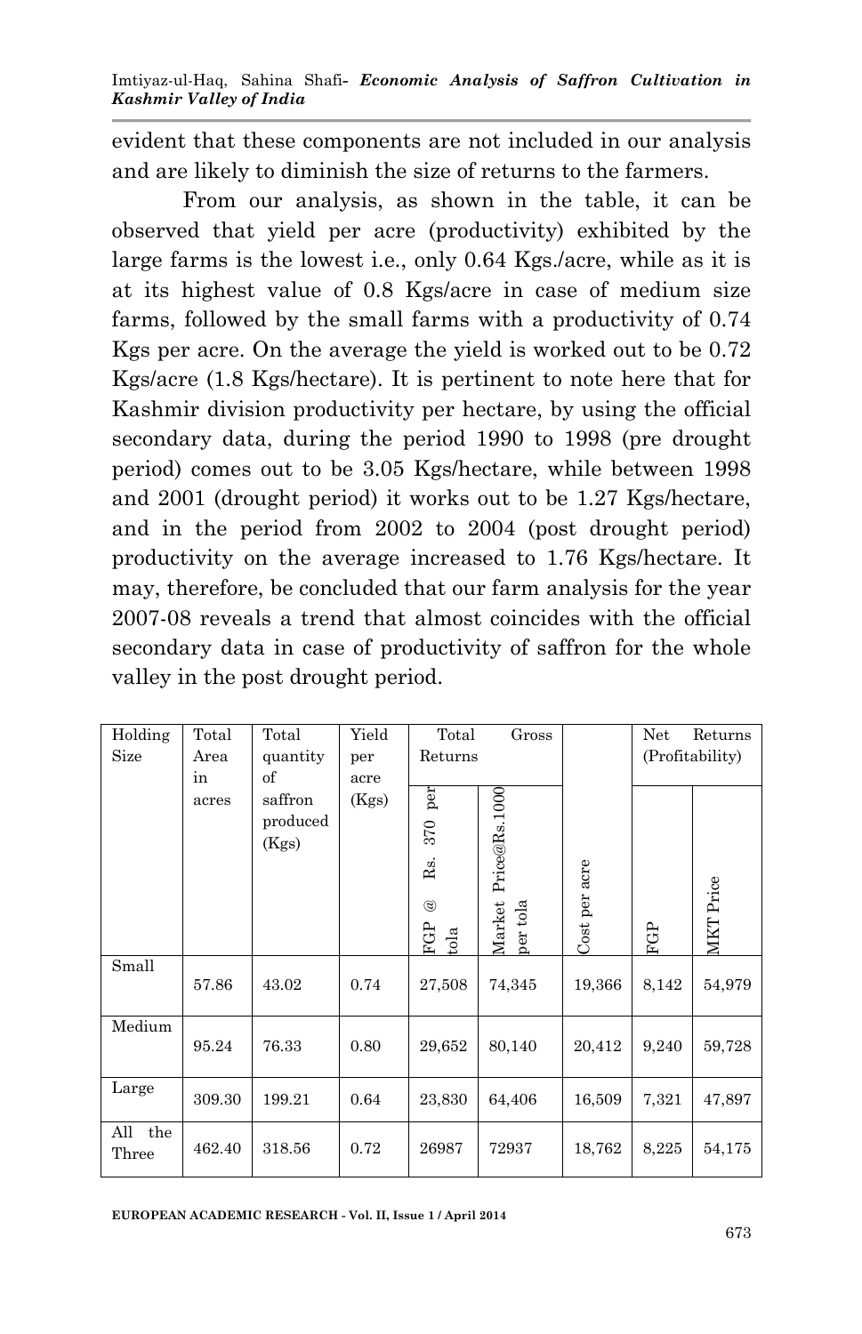evident that these components are not included in our analysis and are likely to diminish the size of returns to the farmers.

From our analysis, as shown in the table, it can be observed that yield per acre (productivity) exhibited by the large farms is the lowest i.e., only 0.64 Kgs./acre, while as it is at its highest value of 0.8 Kgs/acre in case of medium size farms, followed by the small farms with a productivity of 0.74 Kgs per acre. On the average the yield is worked out to be 0.72 Kgs/acre (1.8 Kgs/hectare). It is pertinent to note here that for Kashmir division productivity per hectare, by using the official secondary data, during the period 1990 to 1998 (pre drought period) comes out to be 3.05 Kgs/hectare, while between 1998 and 2001 (drought period) it works out to be 1.27 Kgs/hectare, and in the period from 2002 to 2004 (post drought period) productivity on the average increased to 1.76 Kgs/hectare. It may, therefore, be concluded that our farm analysis for the year 2007-08 reveals a trend that almost coincides with the official secondary data in case of productivity of saffron for the whole valley in the post drought period.

| Holding Size | Total Area in acres | Total quantity of saffron produced (Kgs) | Yield per acre (Kgs) | Total Gross Returns | | Cost per acre | Net Returns (Profitability) | |
|---|---|---|---|---|---|---|---|---|
| | | | | FGP @ Rs. 370 per tola | Market Price@Rs.1000 per tola | | FGP | MKT Price |
| Small | 57.86 | 43.02 | 0.74 | 27,508 | 74,345 | 19,366 | 8,142 | 54,979 |
| Medium | 95.24 | 76.33 | 0.80 | 29,652 | 80,140 | 20,412 | 9,240 | 59,728 |
| Large | 309.30 | 199.21 | 0.64 | 23,830 | 64,406 | 16,509 | 7,321 | 47,897 |
| All the Three | 462.40 | 318.56 | 0.72 | 26987 | 72937 | 18,762 | 8,225 | 54,175 |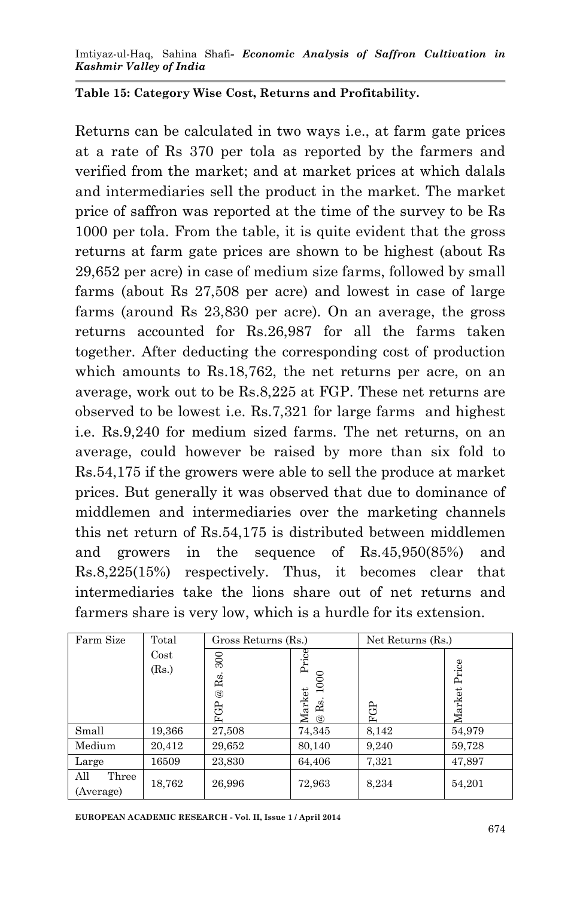**Table 15: Category Wise Cost, Returns and Profitability.**

Returns can be calculated in two ways i.e., at farm gate prices at a rate of Rs 370 per tola as reported by the farmers and verified from the market; and at market prices at which dalals and intermediaries sell the product in the market. The market price of saffron was reported at the time of the survey to be Rs 1000 per tola. From the table, it is quite evident that the gross returns at farm gate prices are shown to be highest (about Rs 29,652 per acre) in case of medium size farms, followed by small farms (about Rs 27,508 per acre) and lowest in case of large farms (around Rs 23,830 per acre). On an average, the gross returns accounted for Rs.26,987 for all the farms taken together. After deducting the corresponding cost of production which amounts to Rs.18,762, the net returns per acre, on an average, work out to be Rs.8,225 at FGP. These net returns are observed to be lowest i.e. Rs.7,321 for large farms and highest i.e. Rs.9,240 for medium sized farms. The net returns, on an average, could however be raised by more than six fold to Rs.54,175 if the growers were able to sell the produce at market prices. But generally it was observed that due to dominance of middlemen and intermediaries over the marketing channels this net return of Rs.54,175 is distributed between middlemen and growers in the sequence of Rs.45,950(85%) and Rs.8,225(15%) respectively. Thus, it becomes clear that intermediaries take the lions share out of net returns and farmers share is very low, which is a hurdle for its extension.

| Farm Size | Total Cost (Rs.) | Gross Returns (Rs.) | | Net Returns (Rs.) | |
|---|---|---|---|---|---|
| | | FGP @ Rs. 300 | Market Price @ Rs. 1000 | FGP | Market Price |
| Small | 19,366 | 27,508 | 74,345 | 8,142 | 54,979 |
| Medium | 20,412 | 29,652 | 80,140 | 9,240 | 59,728 |
| Large | 16509 | 23,830 | 64,406 | 7,321 | 47,897 |
| All Three (Average) | 18,762 | 26,996 | 72,963 | 8,234 | 54,201 |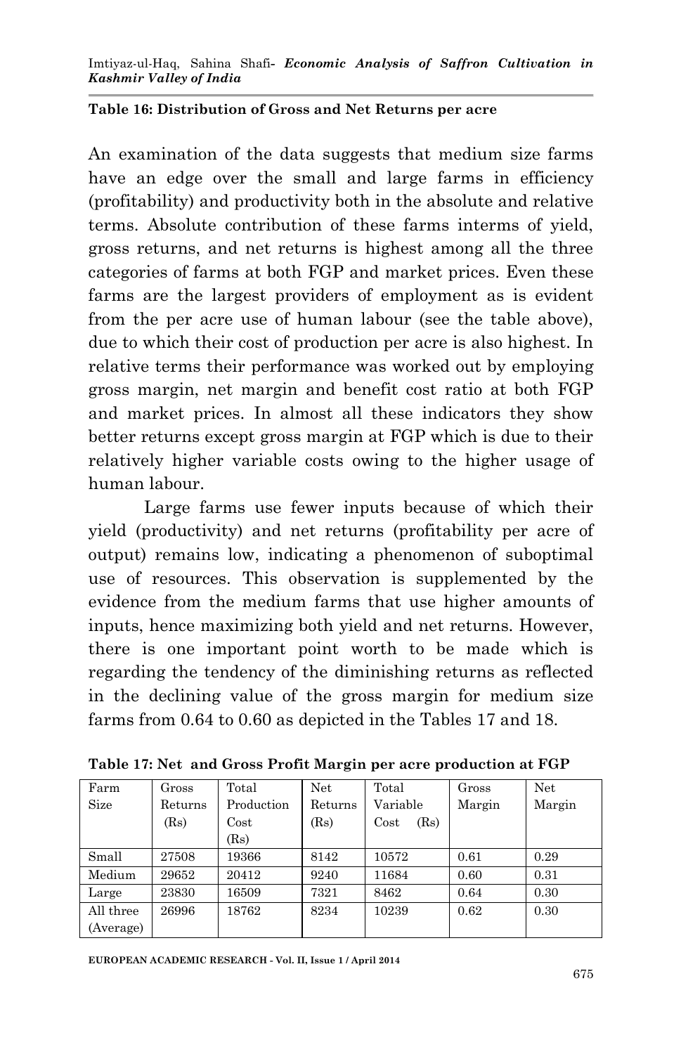**Table 16: Distribution of Gross and Net Returns per acre**

An examination of the data suggests that medium size farms have an edge over the small and large farms in efficiency (profitability) and productivity both in the absolute and relative terms. Absolute contribution of these farms interms of yield, gross returns, and net returns is highest among all the three categories of farms at both FGP and market prices. Even these farms are the largest providers of employment as is evident from the per acre use of human labour (see the table above), due to which their cost of production per acre is also highest. In relative terms their performance was worked out by employing gross margin, net margin and benefit cost ratio at both FGP and market prices. In almost all these indicators they show better returns except gross margin at FGP which is due to their relatively higher variable costs owing to the higher usage of human labour.

Large farms use fewer inputs because of which their yield (productivity) and net returns (profitability per acre of output) remains low, indicating a phenomenon of suboptimal use of resources. This observation is supplemented by the evidence from the medium farms that use higher amounts of inputs, hence maximizing both yield and net returns. However, there is one important point worth to be made which is regarding the tendency of the diminishing returns as reflected in the declining value of the gross margin for medium size farms from 0.64 to 0.60 as depicted in the Tables 17 and 18.

**Table 17: Net and Gross Profit Margin per acre production at FGP**

| Farm Size | Gross Returns (Rs) | Total Production Cost (Rs) | Net Returns (Rs) | Total Variable Cost (Rs) | Gross Margin | Net Margin |
|---|---|---|---|---|---|---|
| Small | 27508 | 19366 | 8142 | 10572 | 0.61 | 0.29 |
| Medium | 29652 | 20412 | 9240 | 11684 | 0.60 | 0.31 |
| Large | 23830 | 16509 | 7321 | 8462 | 0.64 | 0.30 |
| All three (Average) | 26996 | 18762 | 8234 | 10239 | 0.62 | 0.30 |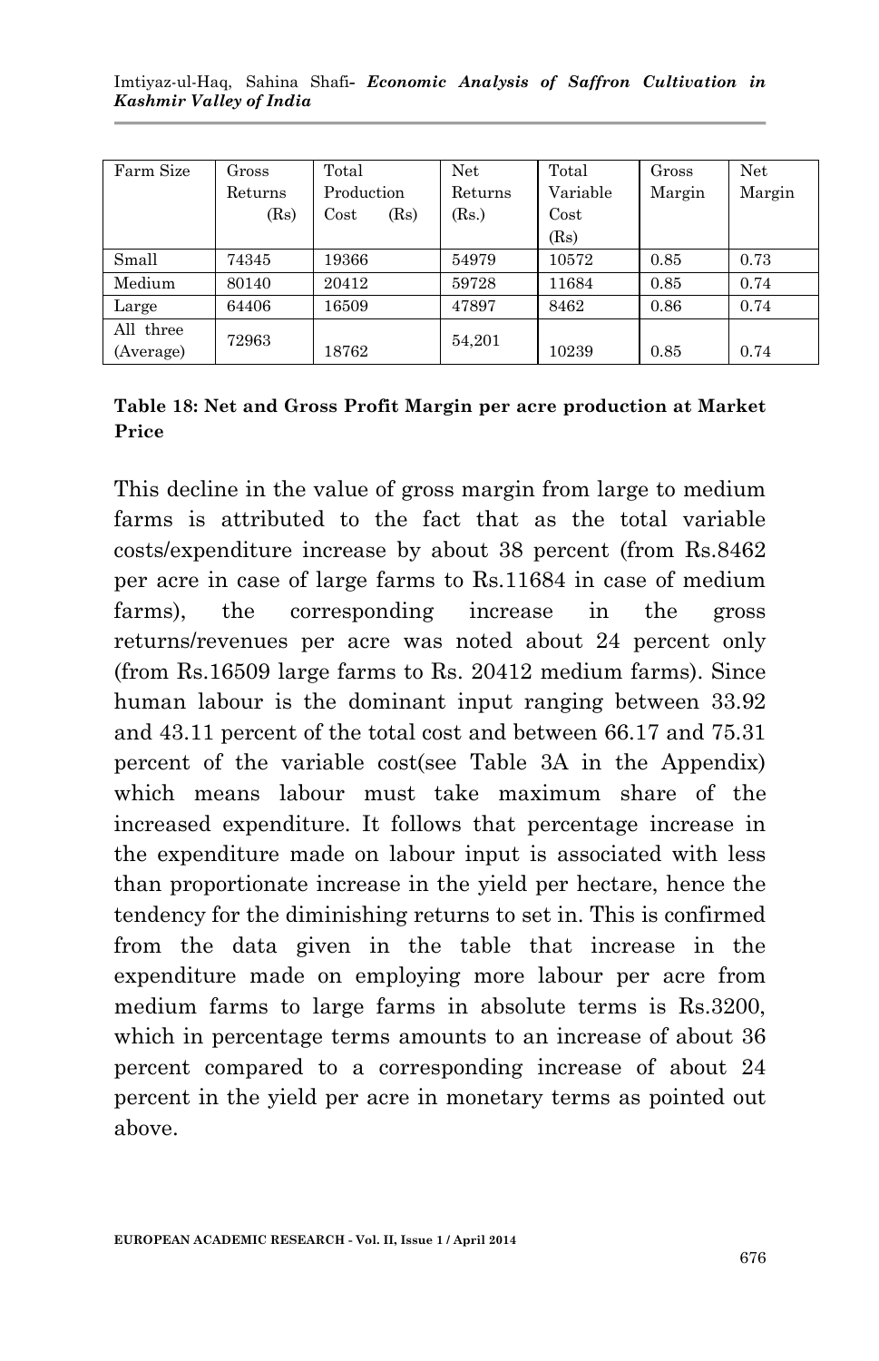| Farm Size | Gross Returns (Rs) | Total Production Cost (Rs) | Net Returns (Rs.) | Total Variable Cost (Rs) | Gross Margin | Net Margin |
|---|---|---|---|---|---|---|
| Small | 74345 | 19366 | 54979 | 10572 | 0.85 | 0.73 |
| Medium | 80140 | 20412 | 59728 | 11684 | 0.85 | 0.74 |
| Large | 64406 | 16509 | 47897 | 8462 | 0.86 | 0.74 |
| All three (Average) | 72963 | 18762 | 54,201 | 10239 | 0.85 | 0.74 |

**Table 18: Net and Gross Profit Margin per acre production at Market Price**

This decline in the value of gross margin from large to medium farms is attributed to the fact that as the total variable costs/expenditure increase by about 38 percent (from Rs.8462 per acre in case of large farms to Rs.11684 in case of medium farms), the corresponding increase in the gross returns/revenues per acre was noted about 24 percent only (from Rs.16509 large farms to Rs. 20412 medium farms). Since human labour is the dominant input ranging between 33.92 and 43.11 percent of the total cost and between 66.17 and 75.31 percent of the variable cost(see Table 3A in the Appendix) which means labour must take maximum share of the increased expenditure. It follows that percentage increase in the expenditure made on labour input is associated with less than proportionate increase in the yield per hectare, hence the tendency for the diminishing returns to set in. This is confirmed from the data given in the table that increase in the expenditure made on employing more labour per acre from medium farms to large farms in absolute terms is Rs.3200, which in percentage terms amounts to an increase of about 36 percent compared to a corresponding increase of about 24 percent in the yield per acre in monetary terms as pointed out above.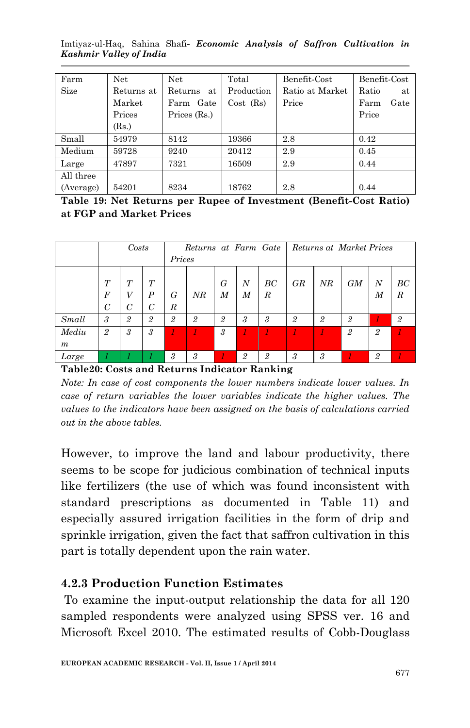| Farm Size | Net Returns at Market Prices (Rs.) | Net Returns at Farm Gate Prices (Rs.) | Total Production Cost (Rs) | Benefit-Cost Ratio at Market Price | Benefit-Cost Ratio at Farm Gate Price |
|---|---|---|---|---|---|
| Small | 54979 | 8142 | 19366 | 2.8 | 0.42 |
| Medium | 59728 | 9240 | 20412 | 2.9 | 0.45 |
| Large | 47897 | 7321 | 16509 | 2.9 | 0.44 |
| All three (Average) | 54201 | 8234 | 18762 | 2.8 | 0.44 |

**Table 19: Net Returns per Rupee of Investment (Benefit-Cost Ratio) at FGP and Market Prices**

| | *Costs* | | | *Returns at Farm Gate Prices* | | | | | *Returns at Market Prices* | | | | |
|---|---|---|---|---|---|---|---|---|---|---|---|---|---|
| | *TFC* | *TVC* | *TPC* | *GR* | *NR* | *GM* | *NM* | *BCR* | *GR* | *NR* | *GM* | *NM* | *BCR* |
| *Small* | *3* | *2* | *2* | *2* | *2* | *2* | *3* | *3* | *2* | *2* | *2* | *1* | *2* |
| *Medium* | *2* | *3* | *3* | *1* | *1* | *3* | *1* | *1* | *1* | *1* | *2* | *2* | *1* |
| *Large* | *1* | *1* | *1* | *3* | *3* | *1* | *2* | *2* | *3* | *3* | *1* | *2* | *1* |

**Table20: Costs and Returns Indicator Ranking**

*Note: In case of cost components the lower numbers indicate lower values. In case of return variables the lower variables indicate the higher values. The values to the indicators have been assigned on the basis of calculations carried out in the above tables.*

However, to improve the land and labour productivity, there seems to be scope for judicious combination of technical inputs like fertilizers (the use of which was found inconsistent with standard prescriptions as documented in Table 11) and especially assured irrigation facilities in the form of drip and sprinkle irrigation, given the fact that saffron cultivation in this part is totally dependent upon the rain water.

### 4.2.3 Production Function Estimates

To examine the input-output relationship the data for all 120 sampled respondents were analyzed using SPSS ver. 16 and Microsoft Excel 2010. The estimated results of Cobb-Douglass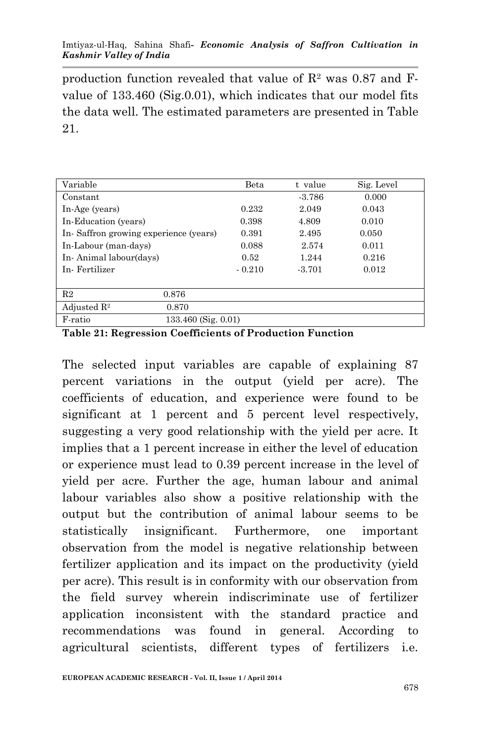production function revealed that value of $R^2$ was 0.87 and F-value of 133.460 (Sig.0.01), which indicates that our model fits the data well. The estimated parameters are presented in Table 21.

| Variable | Beta | t value | Sig. Level |
|---|---|---|---|
| Constant | | -3.786 | 0.000 |
| In-Age (years) | 0.232 | 2.049 | 0.043 |
| In-Education (years) | 0.398 | 4.809 | 0.010 |
| In- Saffron growing experience (years) | 0.391 | 2.495 | 0.050 |
| In-Labour (man-days) | 0.088 | 2.574 | 0.011 |
| In- Animal labour(days) | 0.52 | 1.244 | 0.216 |
| In- Fertilizer | - 0.210 | -3.701 | 0.012 |
| R2 | 0.876 | | |
| Adjusted $R^2$ | 0.870 | | |
| F-ratio | 133.460 (Sig. 0.01) | | |

**Table 21: Regression Coefficients of Production Function**

The selected input variables are capable of explaining 87 percent variations in the output (yield per acre). The coefficients of education, and experience were found to be significant at 1 percent and 5 percent level respectively, suggesting a very good relationship with the yield per acre. It implies that a 1 percent increase in either the level of education or experience must lead to 0.39 percent increase in the level of yield per acre. Further the age, human labour and animal labour variables also show a positive relationship with the output but the contribution of animal labour seems to be statistically insignificant. Furthermore, one important observation from the model is negative relationship between fertilizer application and its impact on the productivity (yield per acre). This result is in conformity with our observation from the field survey wherein indiscriminate use of fertilizer application inconsistent with the standard practice and recommendations was found in general. According to agricultural scientists, different types of fertilizers i.e.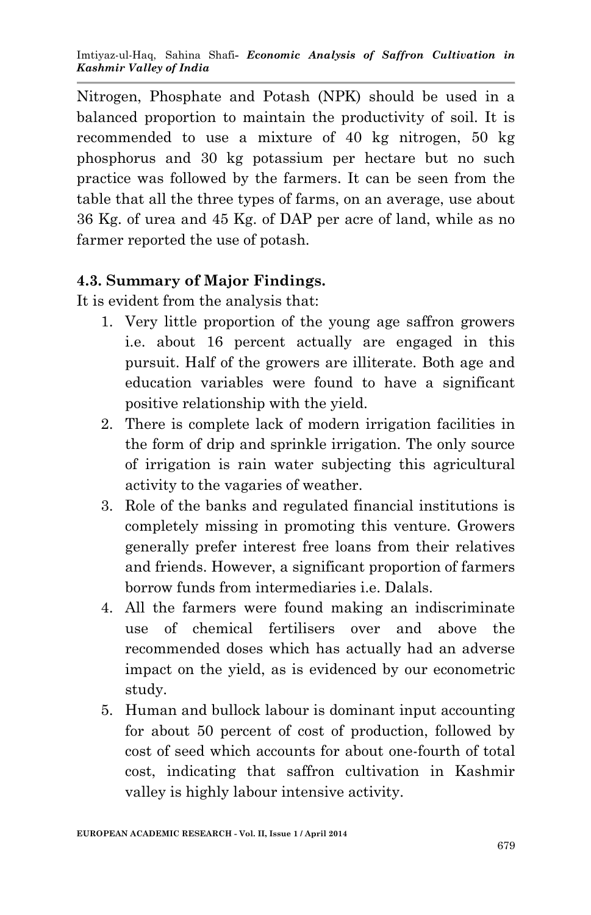Nitrogen, Phosphate and Potash (NPK) should be used in a balanced proportion to maintain the productivity of soil. It is recommended to use a mixture of 40 kg nitrogen, 50 kg phosphorus and 30 kg potassium per hectare but no such practice was followed by the farmers. It can be seen from the table that all the three types of farms, on an average, use about 36 Kg. of urea and 45 Kg. of DAP per acre of land, while as no farmer reported the use of potash.

### 4.3. Summary of Major Findings.

It is evident from the analysis that:

1. Very little proportion of the young age saffron growers i.e. about 16 percent actually are engaged in this pursuit. Half of the growers are illiterate. Both age and education variables were found to have a significant positive relationship with the yield.
2. There is complete lack of modern irrigation facilities in the form of drip and sprinkle irrigation. The only source of irrigation is rain water subjecting this agricultural activity to the vagaries of weather.
3. Role of the banks and regulated financial institutions is completely missing in promoting this venture. Growers generally prefer interest free loans from their relatives and friends. However, a significant proportion of farmers borrow funds from intermediaries i.e. Dalals.
4. All the farmers were found making an indiscriminate use of chemical fertilisers over and above the recommended doses which has actually had an adverse impact on the yield, as is evidenced by our econometric study.
5. Human and bullock labour is dominant input accounting for about 50 percent of cost of production, followed by cost of seed which accounts for about one-fourth of total cost, indicating that saffron cultivation in Kashmir valley is highly labour intensive activity.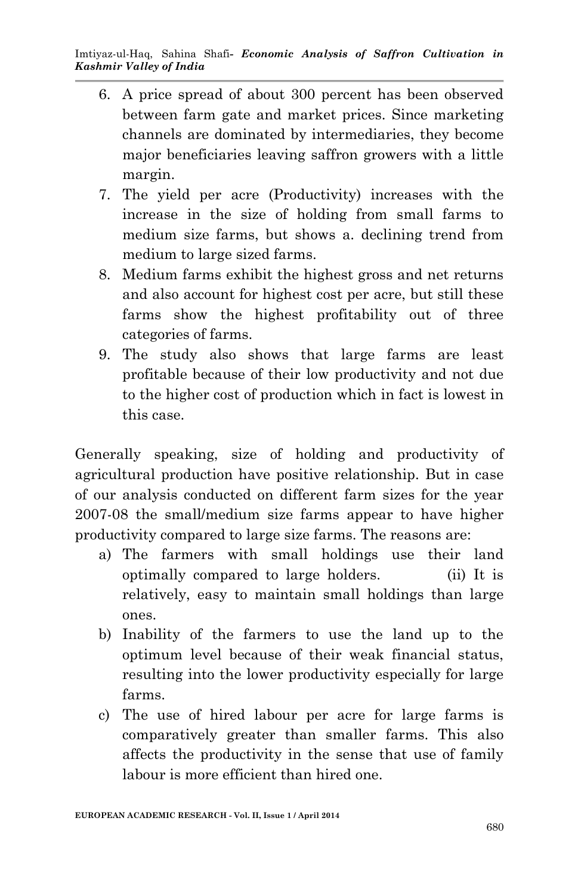6. A price spread of about 300 percent has been observed between farm gate and market prices. Since marketing channels are dominated by intermediaries, they become major beneficiaries leaving saffron growers with a little margin.
7. The yield per acre (Productivity) increases with the increase in the size of holding from small farms to medium size farms, but shows a. declining trend from medium to large sized farms.
8. Medium farms exhibit the highest gross and net returns and also account for highest cost per acre, but still these farms show the highest profitability out of three categories of farms.
9. The study also shows that large farms are least profitable because of their low productivity and not due to the higher cost of production which in fact is lowest in this case.

Generally speaking, size of holding and productivity of agricultural production have positive relationship. But in case of our analysis conducted on different farm sizes for the year 2007-08 the small/medium size farms appear to have higher productivity compared to large size farms. The reasons are:

a) The farmers with small holdings use their land optimally compared to large holders. (ii) It is relatively, easy to maintain small holdings than large ones.
b) Inability of the farmers to use the land up to the optimum level because of their weak financial status, resulting into the lower productivity especially for large farms.
c) The use of hired labour per acre for large farms is comparatively greater than smaller farms. This also affects the productivity in the sense that use of family labour is more efficient than hired one.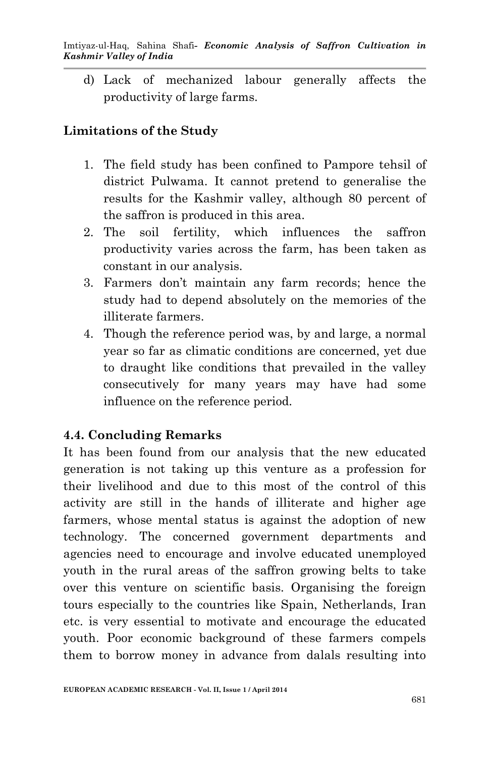d) Lack of mechanized labour generally affects the productivity of large farms.

## Limitations of the Study

1. The field study has been confined to Pampore tehsil of district Pulwama. It cannot pretend to generalise the results for the Kashmir valley, although 80 percent of the saffron is produced in this area.
2. The soil fertility, which influences the saffron productivity varies across the farm, has been taken as constant in our analysis.
3. Farmers don't maintain any farm records; hence the study had to depend absolutely on the memories of the illiterate farmers.
4. Though the reference period was, by and large, a normal year so far as climatic conditions are concerned, yet due to draught like conditions that prevailed in the valley consecutively for many years may have had some influence on the reference period.

## 4.4. Concluding Remarks

It has been found from our analysis that the new educated generation is not taking up this venture as a profession for their livelihood and due to this most of the control of this activity are still in the hands of illiterate and higher age farmers, whose mental status is against the adoption of new technology. The concerned government departments and agencies need to encourage and involve educated unemployed youth in the rural areas of the saffron growing belts to take over this venture on scientific basis. Organising the foreign tours especially to the countries like Spain, Netherlands, Iran etc. is very essential to motivate and encourage the educated youth. Poor economic background of these farmers compels them to borrow money in advance from dalals resulting into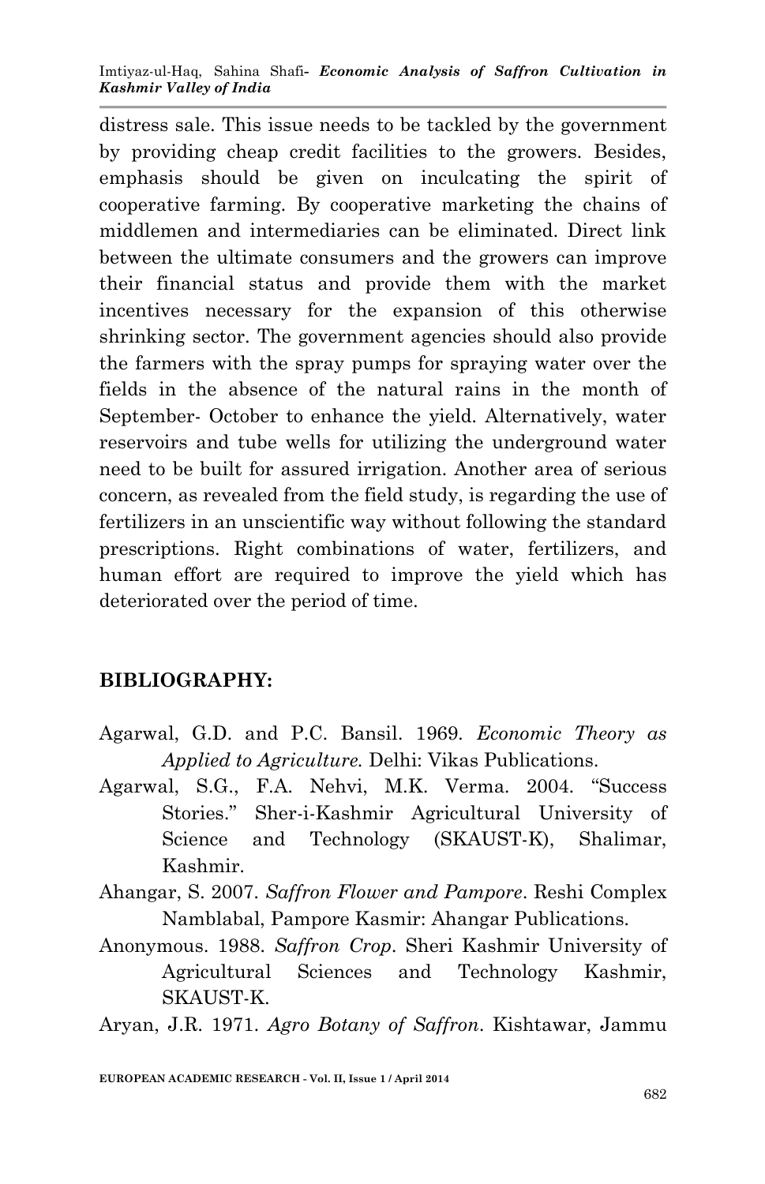distress sale. This issue needs to be tackled by the government by providing cheap credit facilities to the growers. Besides, emphasis should be given on inculcating the spirit of cooperative farming. By cooperative marketing the chains of middlemen and intermediaries can be eliminated. Direct link between the ultimate consumers and the growers can improve their financial status and provide them with the market incentives necessary for the expansion of this otherwise shrinking sector. The government agencies should also provide the farmers with the spray pumps for spraying water over the fields in the absence of the natural rains in the month of September- October to enhance the yield. Alternatively, water reservoirs and tube wells for utilizing the underground water need to be built for assured irrigation. Another area of serious concern, as revealed from the field study, is regarding the use of fertilizers in an unscientific way without following the standard prescriptions. Right combinations of water, fertilizers, and human effort are required to improve the yield which has deteriorated over the period of time.

## BIBLIOGRAPHY:

Agarwal, G.D. and P.C. Bansil. 1969. *Economic Theory as Applied to Agriculture*. Delhi: Vikas Publications.

Agarwal, S.G., F.A. Nehvi, M.K. Verma. 2004. "Success Stories." Sher-i-Kashmir Agricultural University of Science and Technology (SKAUST-K), Shalimar, Kashmir.

Ahangar, S. 2007. *Saffron Flower and Pampore*. Reshi Complex Namblabal, Pampore Kasmir: Ahangar Publications.

Anonymous. 1988. *Saffron Crop*. Sheri Kashmir University of Agricultural Sciences and Technology Kashmir, SKAUST-K.

Aryan, J.R. 1971. *Agro Botany of Saffron*. Kishtawar, Jammu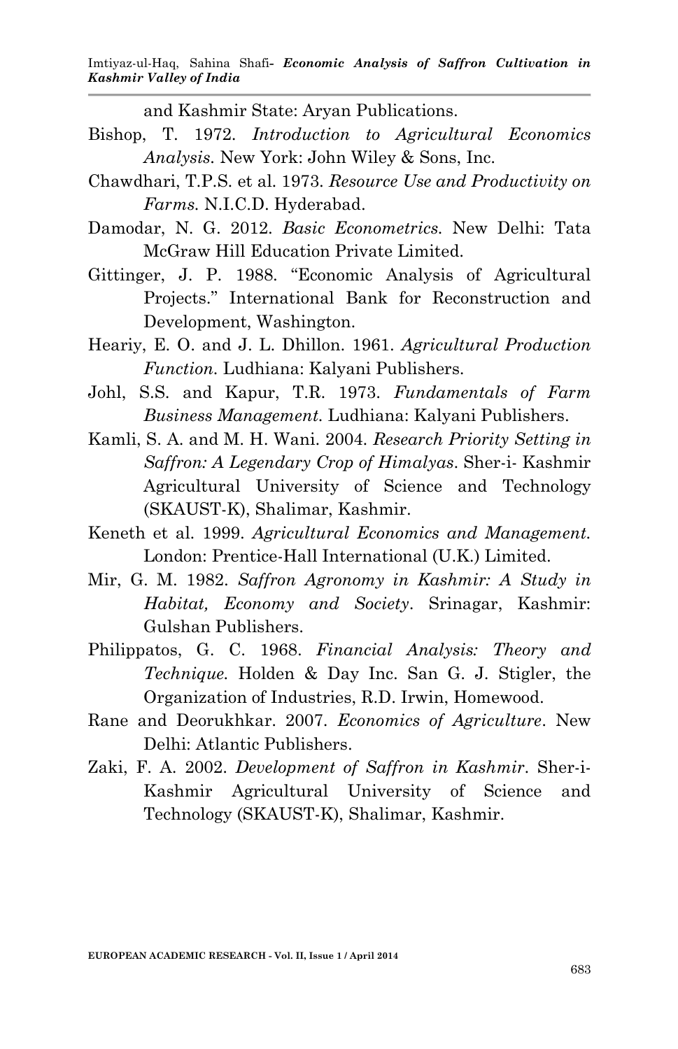and Kashmir State: Aryan Publications.

Bishop, T. 1972. *Introduction to Agricultural Economics Analysis*. New York: John Wiley & Sons, Inc.

Chawdhari, T.P.S. et al. 1973. *Resource Use and Productivity on Farms*. N.I.C.D. Hyderabad.

Damodar, N. G. 2012. *Basic Econometrics*. New Delhi: Tata McGraw Hill Education Private Limited.

Gittinger, J. P. 1988. "Economic Analysis of Agricultural Projects." International Bank for Reconstruction and Development, Washington.

Heariy, E. O. and J. L. Dhillon. 1961. *Agricultural Production Function*. Ludhiana: Kalyani Publishers.

Johl, S.S. and Kapur, T.R. 1973. *Fundamentals of Farm Business Management*. Ludhiana: Kalyani Publishers.

Kamli, S. A. and M. H. Wani. 2004. *Research Priority Setting in Saffron: A Legendary Crop of Himalyas*. Sher-i- Kashmir Agricultural University of Science and Technology (SKAUST-K), Shalimar, Kashmir.

Keneth et al. 1999. *Agricultural Economics and Management*. London: Prentice-Hall International (U.K.) Limited.

Mir, G. M. 1982. *Saffron Agronomy in Kashmir: A Study in Habitat, Economy and Society*. Srinagar, Kashmir: Gulshan Publishers.

Philippatos, G. C. 1968. *Financial Analysis: Theory and Technique*. Holden & Day Inc. San G. J. Stigler, the Organization of Industries, R.D. Irwin, Homewood.

Rane and Deorukhkar. 2007. *Economics of Agriculture*. New Delhi: Atlantic Publishers.

Zaki, F. A. 2002. *Development of Saffron in Kashmir*. Sher-i-Kashmir Agricultural University of Science and Technology (SKAUST-K), Shalimar, Kashmir.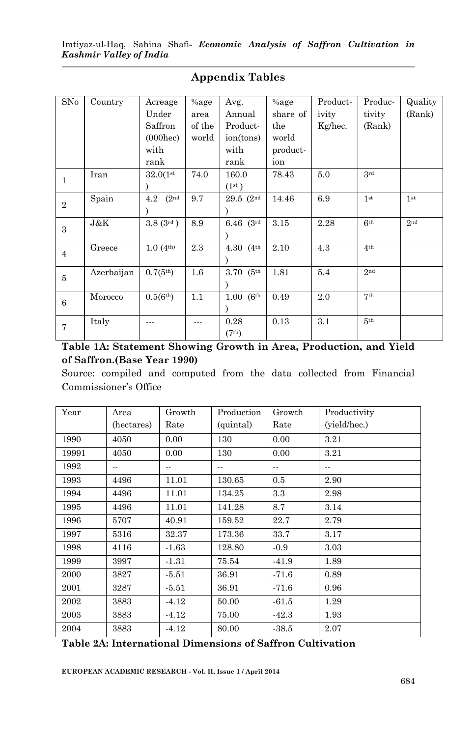## Appendix Tables

| SNo | Country | Acreage Under Saffron (000hec) with rank | %age area of the world | Avg. Annual Production(tons) with rank | %age share of the world production | Productivity Kg/hec. | Productivity (Rank) | Quality (Rank) |
|---|---|---|---|---|---|---|---|---|
| 1 | Iran | 32.0(1st) | 74.0 | 160.0 (1st) | 78.43 | 5.0 | 3rd | |
| 2 | Spain | 4.2 (2nd) | 9.7 | 29.5 (2nd) | 14.46 | 6.9 | 1st | 1st |
| 3 | J&K | 3.8 (3rd) | 8.9 | 6.46 (3rd) | 3.15 | 2.28 | 6th | 2nd |
| 4 | Greece | 1.0 (4th) | 2.3 | 4.30 (4th) | 2.10 | 4.3 | 4th | |
| 5 | Azerbaijan | 0.7(5th) | 1.6 | 3.70 (5th) | 1.81 | 5.4 | 2nd | |
| 6 | Morocco | 0.5(6th) | 1.1 | 1.00 (6th) | 0.49 | 2.0 | 7th | |
| 7 | Italy | --- | --- | 0.28 (7th) | 0.13 | 3.1 | 5th | |

**Table 1A: Statement Showing Growth in Area, Production, and Yield of Saffron.(Base Year 1990)**

Source: compiled and computed from the data collected from Financial Commissioner's Office

| Year | Area (hectares) | Growth Rate | Production (quintal) | Growth Rate | Productivity (yield/hec.) |
|---|---|---|---|---|---|
| 1990 | 4050 | 0.00 | 130 | 0.00 | 3.21 |
| 19991 | 4050 | 0.00 | 130 | 0.00 | 3.21 |
| 1992 | -- | -- | -- | -- | -- |
| 1993 | 4496 | 11.01 | 130.65 | 0.5 | 2.90 |
| 1994 | 4496 | 11.01 | 134.25 | 3.3 | 2.98 |
| 1995 | 4496 | 11.01 | 141.28 | 8.7 | 3.14 |
| 1996 | 5707 | 40.91 | 159.52 | 22.7 | 2.79 |
| 1997 | 5316 | 32.37 | 173.36 | 33.7 | 3.17 |
| 1998 | 4116 | -1.63 | 128.80 | -0.9 | 3.03 |
| 1999 | 3997 | -1.31 | 75.54 | -41.9 | 1.89 |
| 2000 | 3827 | -5.51 | 36.91 | -71.6 | 0.89 |
| 2001 | 3287 | -5.51 | 36.91 | -71.6 | 0.96 |
| 2002 | 3883 | -4.12 | 50.00 | -61.5 | 1.29 |
| 2003 | 3883 | -4.12 | 75.00 | -42.3 | 1.93 |
| 2004 | 3883 | -4.12 | 80.00 | -38.5 | 2.07 |

**Table 2A: International Dimensions of Saffron Cultivation**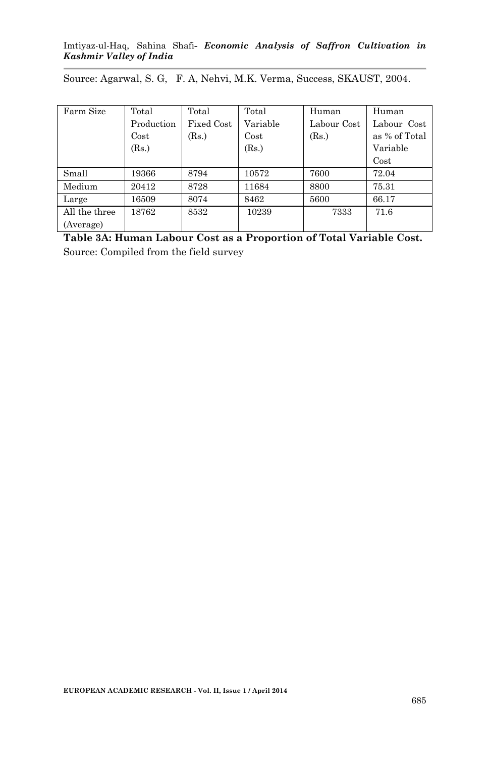Source: Agarwal, S. G, F. A, Nehvi, M.K. Verma, Success, SKAUST, 2004.

| Farm Size | Total Production Cost (Rs.) | Total Fixed Cost (Rs.) | Total Variable Cost (Rs.) | Human Labour Cost (Rs.) | Human Labour Cost as % of Total Variable Cost |
|---|---|---|---|---|---|
| Small | 19366 | 8794 | 10572 | 7600 | 72.04 |
| Medium | 20412 | 8728 | 11684 | 8800 | 75.31 |
| Large | 16509 | 8074 | 8462 | 5600 | 66.17 |
| All the three (Average) | 18762 | 8532 | 10239 | 7333 | 71.6 |

**Table 3A: Human Labour Cost as a Proportion of Total Variable Cost.**

Source: Compiled from the field survey